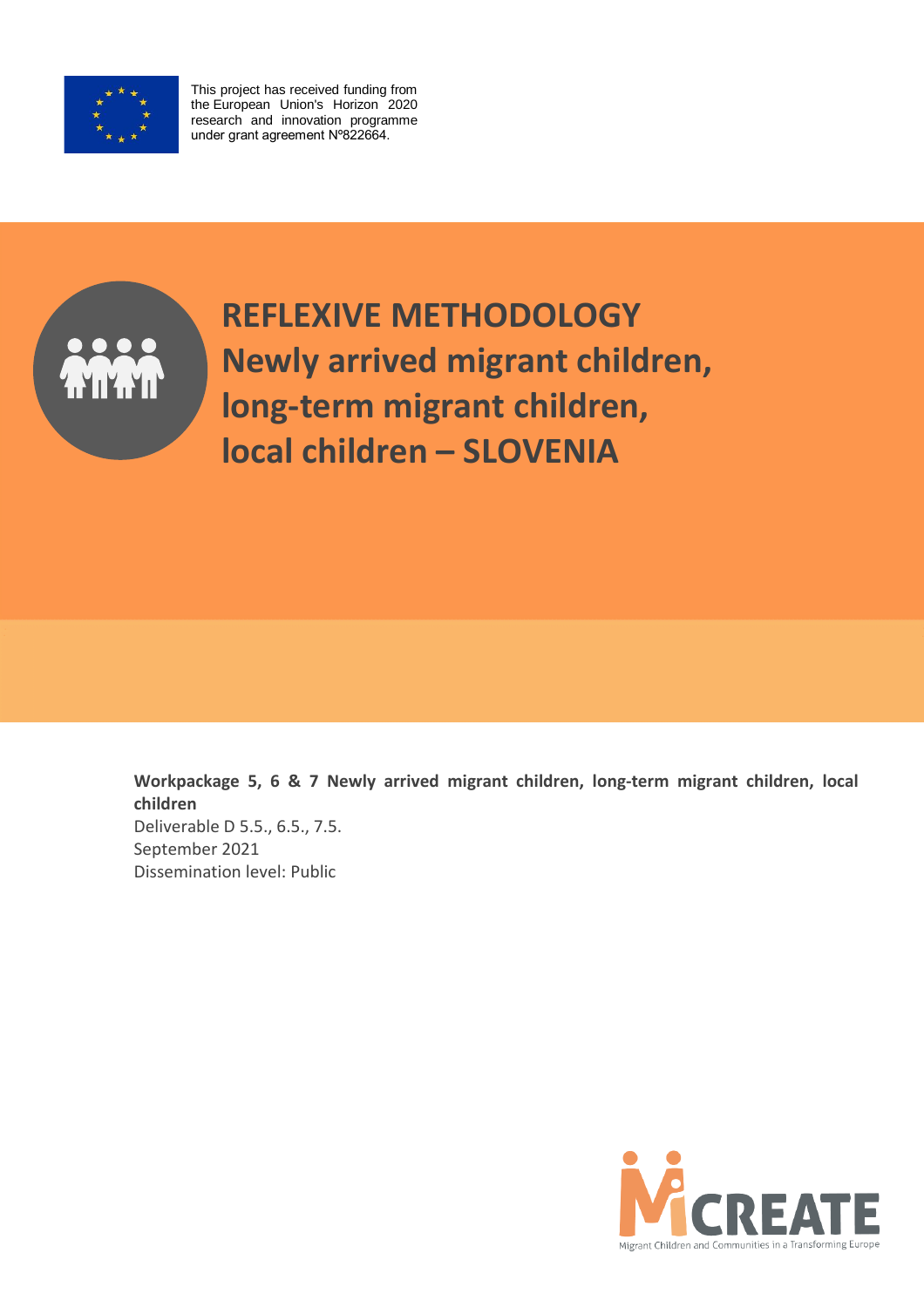This project has received funding from the European Union's Horizon 2020 research and innovation programme under grant agreement Nº822664.

# REFLEXIVE METHODOLOGY Newly arrived migrant children, long-term migrant children, local children – SLOVENIA

**Workpackage 5, 6 & 7 Newly arrived migrant children, long-term migrant children, local children**

Deliverable D 5.5., 6.5., 7.5.

September 2021

Dissemination level: Public

MiCREATE Migrant Children and Communities in a Transforming Europe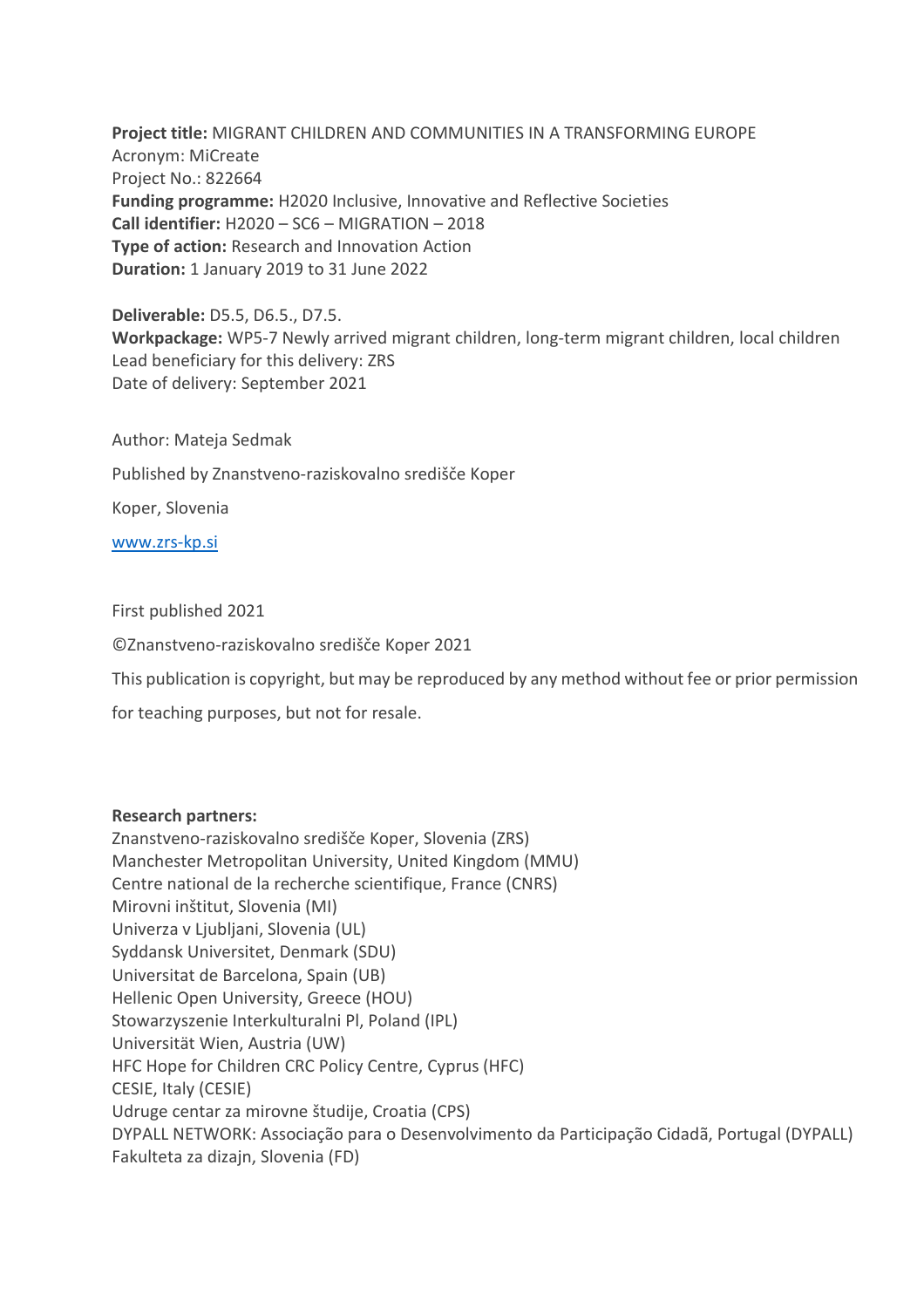**Project title:** MIGRANT CHILDREN AND COMMUNITIES IN A TRANSFORMING EUROPE
Acronym: MiCreate
Project No.: 822664
**Funding programme:** H2020 Inclusive, Innovative and Reflective Societies
**Call identifier:** H2020 – SC6 – MIGRATION – 2018
**Type of action:** Research and Innovation Action
**Duration:** 1 January 2019 to 31 June 2022

**Deliverable:** D5.5, D6.5., D7.5.
**Workpackage:** WP5-7 Newly arrived migrant children, long-term migrant children, local children
Lead beneficiary for this delivery: ZRS
Date of delivery: September 2021

Author: Mateja Sedmak

Published by Znanstveno-raziskovalno središče Koper

Koper, Slovenia

www.zrs-kp.si

First published 2021

©Znanstveno-raziskovalno središče Koper 2021

This publication is copyright, but may be reproduced by any method without fee or prior permission for teaching purposes, but not for resale.

**Research partners:**
Znanstveno-raziskovalno središče Koper, Slovenia (ZRS)
Manchester Metropolitan University, United Kingdom (MMU)
Centre national de la recherche scientifique, France (CNRS)
Mirovni inštitut, Slovenia (MI)
Univerza v Ljubljani, Slovenia (UL)
Syddansk Universitet, Denmark (SDU)
Universitat de Barcelona, Spain (UB)
Hellenic Open University, Greece (HOU)
Stowarzyszenie Interkulturalni Pl, Poland (IPL)
Universität Wien, Austria (UW)
HFC Hope for Children CRC Policy Centre, Cyprus (HFC)
CESIE, Italy (CESIE)
Udruge centar za mirovne študije, Croatia (CPS)
DYPALL NETWORK: Associação para o Desenvolvimento da Participação Cidadã, Portugal (DYPALL)
Fakulteta za dizajn, Slovenia (FD)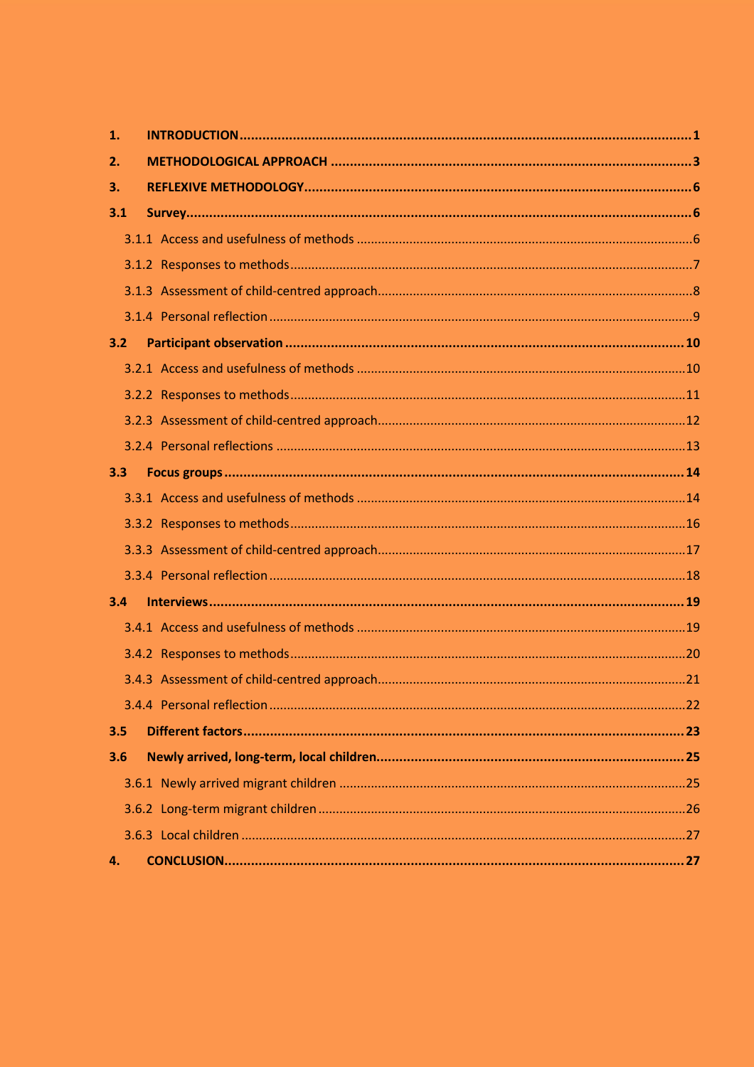1. **INTRODUCTION** ..... 1
2. **METHODOLOGICAL APPROACH** ..... 3
3. **REFLEXIVE METHODOLOGY** ..... 6

**3.1 Survey** ..... 6

- 3.1.1 Access and usefulness of methods ..... 6
- 3.1.2 Responses to methods ..... 7
- 3.1.3 Assessment of child-centred approach ..... 8
- 3.1.4 Personal reflection ..... 9

**3.2 Participant observation** ..... 10

- 3.2.1 Access and usefulness of methods ..... 10
- 3.2.2 Responses to methods ..... 11
- 3.2.3 Assessment of child-centred approach ..... 12
- 3.2.4 Personal reflections ..... 13

**3.3 Focus groups** ..... 14

- 3.3.1 Access and usefulness of methods ..... 14
- 3.3.2 Responses to methods ..... 16
- 3.3.3 Assessment of child-centred approach ..... 17
- 3.3.4 Personal reflection ..... 18

**3.4 Interviews** ..... 19

- 3.4.1 Access and usefulness of methods ..... 19
- 3.4.2 Responses to methods ..... 20
- 3.4.3 Assessment of child-centred approach ..... 21
- 3.4.4 Personal reflection ..... 22

**3.5 Different factors** ..... 23

**3.6 Newly arrived, long-term, local children** ..... 25

- 3.6.1 Newly arrived migrant children ..... 25
- 3.6.2 Long-term migrant children ..... 26
- 3.6.3 Local children ..... 27

4. **CONCLUSION** ..... 27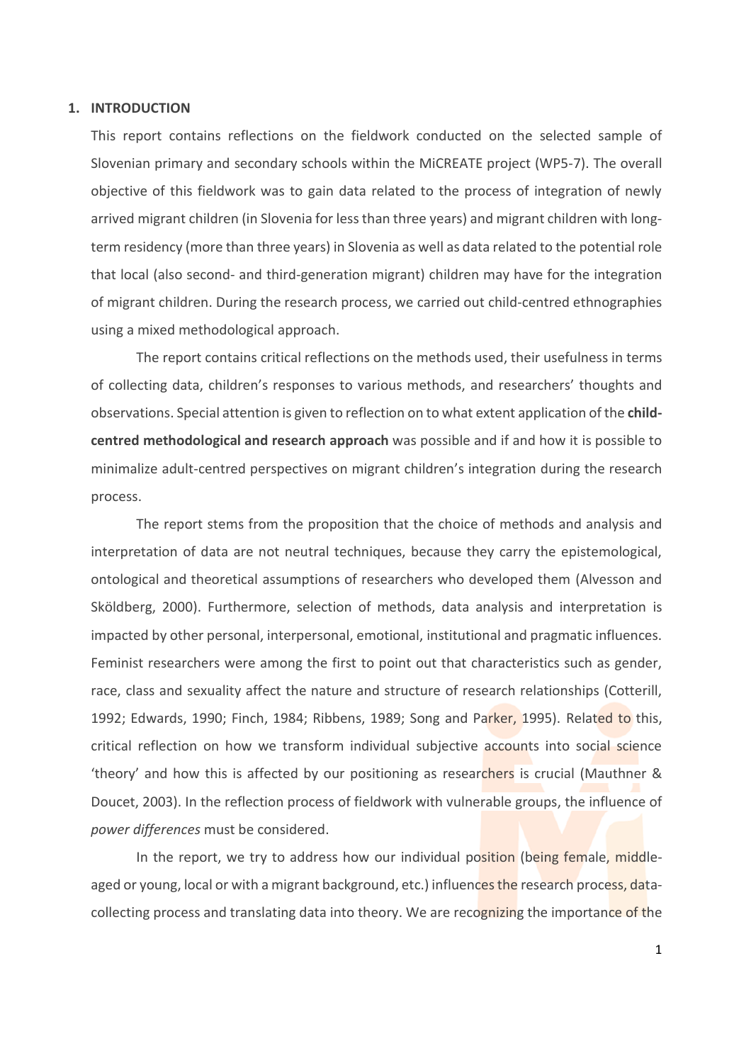## 1. INTRODUCTION

This report contains reflections on the fieldwork conducted on the selected sample of Slovenian primary and secondary schools within the MiCREATE project (WP5-7). The overall objective of this fieldwork was to gain data related to the process of integration of newly arrived migrant children (in Slovenia for less than three years) and migrant children with long-term residency (more than three years) in Slovenia as well as data related to the potential role that local (also second- and third-generation migrant) children may have for the integration of migrant children. During the research process, we carried out child-centred ethnographies using a mixed methodological approach.

The report contains critical reflections on the methods used, their usefulness in terms of collecting data, children's responses to various methods, and researchers' thoughts and observations. Special attention is given to reflection on to what extent application of the **child-centred methodological and research approach** was possible and if and how it is possible to minimalize adult-centred perspectives on migrant children's integration during the research process.

The report stems from the proposition that the choice of methods and analysis and interpretation of data are not neutral techniques, because they carry the epistemological, ontological and theoretical assumptions of researchers who developed them (Alvesson and Sköldberg, 2000). Furthermore, selection of methods, data analysis and interpretation is impacted by other personal, interpersonal, emotional, institutional and pragmatic influences. Feminist researchers were among the first to point out that characteristics such as gender, race, class and sexuality affect the nature and structure of research relationships (Cotterill, 1992; Edwards, 1990; Finch, 1984; Ribbens, 1989; Song and Parker, 1995). Related to this, critical reflection on how we transform individual subjective accounts into social science 'theory' and how this is affected by our positioning as researchers is crucial (Mauthner & Doucet, 2003). In the reflection process of fieldwork with vulnerable groups, the influence of *power differences* must be considered.

In the report, we try to address how our individual position (being female, middle-aged or young, local or with a migrant background, etc.) influences the research process, data-collecting process and translating data into theory. We are recognizing the importance of the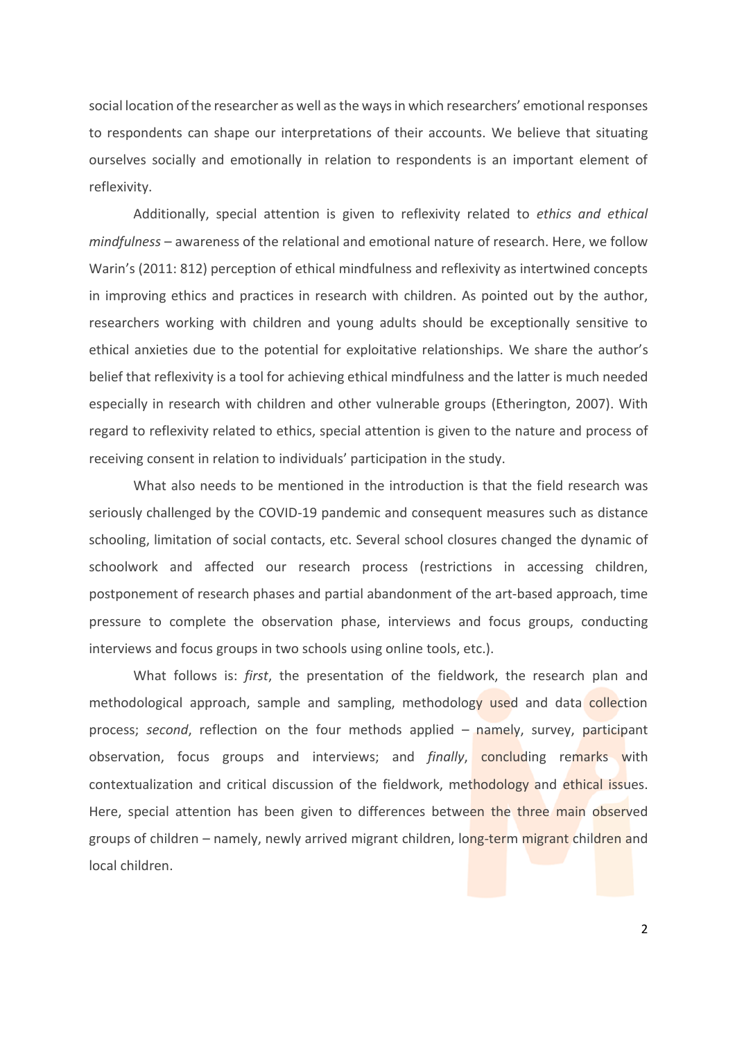social location of the researcher as well as the ways in which researchers' emotional responses to respondents can shape our interpretations of their accounts. We believe that situating ourselves socially and emotionally in relation to respondents is an important element of reflexivity.

Additionally, special attention is given to reflexivity related to *ethics and ethical mindfulness* – awareness of the relational and emotional nature of research. Here, we follow Warin's (2011: 812) perception of ethical mindfulness and reflexivity as intertwined concepts in improving ethics and practices in research with children. As pointed out by the author, researchers working with children and young adults should be exceptionally sensitive to ethical anxieties due to the potential for exploitative relationships. We share the author's belief that reflexivity is a tool for achieving ethical mindfulness and the latter is much needed especially in research with children and other vulnerable groups (Etherington, 2007). With regard to reflexivity related to ethics, special attention is given to the nature and process of receiving consent in relation to individuals' participation in the study.

What also needs to be mentioned in the introduction is that the field research was seriously challenged by the COVID-19 pandemic and consequent measures such as distance schooling, limitation of social contacts, etc. Several school closures changed the dynamic of schoolwork and affected our research process (restrictions in accessing children, postponement of research phases and partial abandonment of the art-based approach, time pressure to complete the observation phase, interviews and focus groups, conducting interviews and focus groups in two schools using online tools, etc.).

What follows is: *first*, the presentation of the fieldwork, the research plan and methodological approach, sample and sampling, methodology used and data collection process; *second*, reflection on the four methods applied – namely, survey, participant observation, focus groups and interviews; and *finally*, concluding remarks with contextualization and critical discussion of the fieldwork, methodology and ethical issues. Here, special attention has been given to differences between the three main observed groups of children – namely, newly arrived migrant children, long-term migrant children and local children.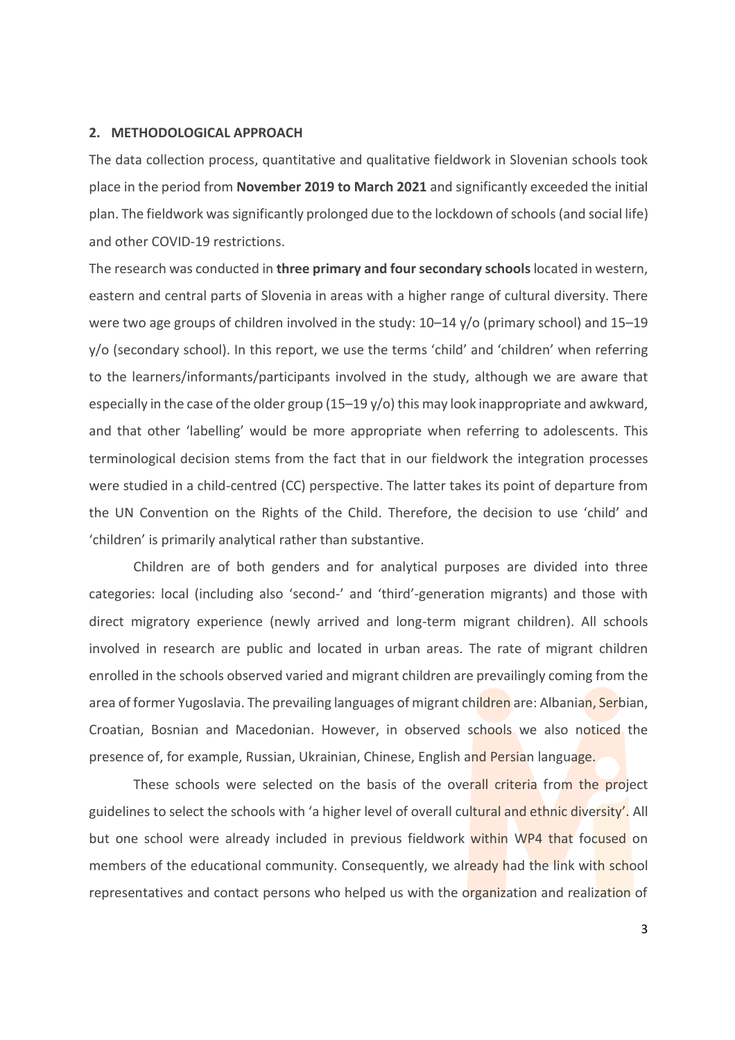## 2. METHODOLOGICAL APPROACH

The data collection process, quantitative and qualitative fieldwork in Slovenian schools took place in the period from **November 2019 to March 2021** and significantly exceeded the initial plan. The fieldwork was significantly prolonged due to the lockdown of schools (and social life) and other COVID-19 restrictions.

The research was conducted in **three primary and four secondary schools** located in western, eastern and central parts of Slovenia in areas with a higher range of cultural diversity. There were two age groups of children involved in the study: 10–14 y/o (primary school) and 15–19 y/o (secondary school). In this report, we use the terms 'child' and 'children' when referring to the learners/informants/participants involved in the study, although we are aware that especially in the case of the older group (15–19 y/o) this may look inappropriate and awkward, and that other 'labelling' would be more appropriate when referring to adolescents. This terminological decision stems from the fact that in our fieldwork the integration processes were studied in a child-centred (CC) perspective. The latter takes its point of departure from the UN Convention on the Rights of the Child. Therefore, the decision to use 'child' and 'children' is primarily analytical rather than substantive.

Children are of both genders and for analytical purposes are divided into three categories: local (including also 'second-' and 'third'-generation migrants) and those with direct migratory experience (newly arrived and long-term migrant children). All schools involved in research are public and located in urban areas. The rate of migrant children enrolled in the schools observed varied and migrant children are prevailingly coming from the area of former Yugoslavia. The prevailing languages of migrant children are: Albanian, Serbian, Croatian, Bosnian and Macedonian. However, in observed schools we also noticed the presence of, for example, Russian, Ukrainian, Chinese, English and Persian language.

These schools were selected on the basis of the overall criteria from the project guidelines to select the schools with 'a higher level of overall cultural and ethnic diversity'. All but one school were already included in previous fieldwork within WP4 that focused on members of the educational community. Consequently, we already had the link with school representatives and contact persons who helped us with the organization and realization of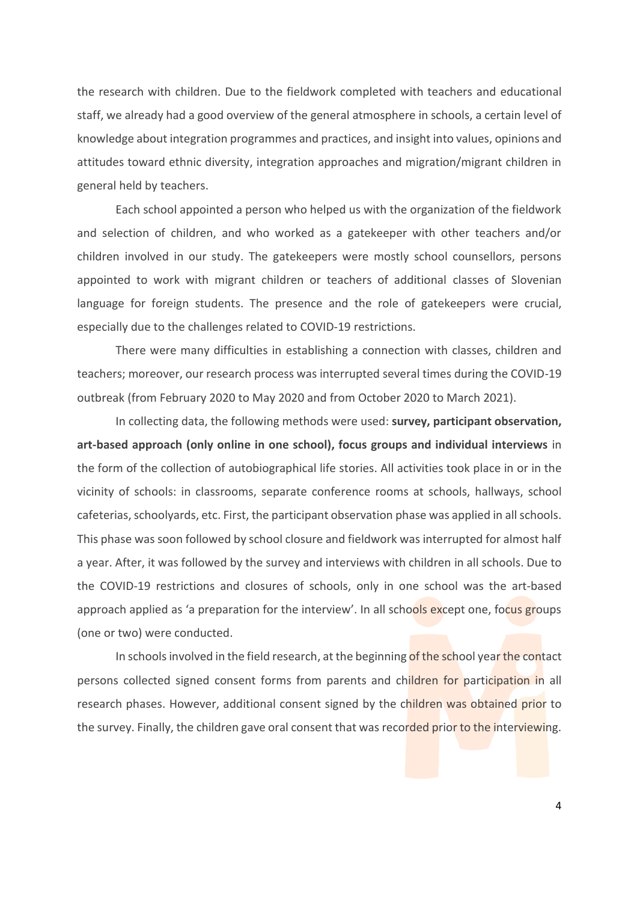the research with children. Due to the fieldwork completed with teachers and educational staff, we already had a good overview of the general atmosphere in schools, a certain level of knowledge about integration programmes and practices, and insight into values, opinions and attitudes toward ethnic diversity, integration approaches and migration/migrant children in general held by teachers.

Each school appointed a person who helped us with the organization of the fieldwork and selection of children, and who worked as a gatekeeper with other teachers and/or children involved in our study. The gatekeepers were mostly school counsellors, persons appointed to work with migrant children or teachers of additional classes of Slovenian language for foreign students. The presence and the role of gatekeepers were crucial, especially due to the challenges related to COVID-19 restrictions.

There were many difficulties in establishing a connection with classes, children and teachers; moreover, our research process was interrupted several times during the COVID-19 outbreak (from February 2020 to May 2020 and from October 2020 to March 2021).

In collecting data, the following methods were used: **survey, participant observation, art-based approach (only online in one school), focus groups and individual interviews** in the form of the collection of autobiographical life stories. All activities took place in or in the vicinity of schools: in classrooms, separate conference rooms at schools, hallways, school cafeterias, schoolyards, etc. First, the participant observation phase was applied in all schools. This phase was soon followed by school closure and fieldwork was interrupted for almost half a year. After, it was followed by the survey and interviews with children in all schools. Due to the COVID-19 restrictions and closures of schools, only in one school was the art-based approach applied as 'a preparation for the interview'. In all schools except one, focus groups (one or two) were conducted.

In schools involved in the field research, at the beginning of the school year the contact persons collected signed consent forms from parents and children for participation in all research phases. However, additional consent signed by the children was obtained prior to the survey. Finally, the children gave oral consent that was recorded prior to the interviewing.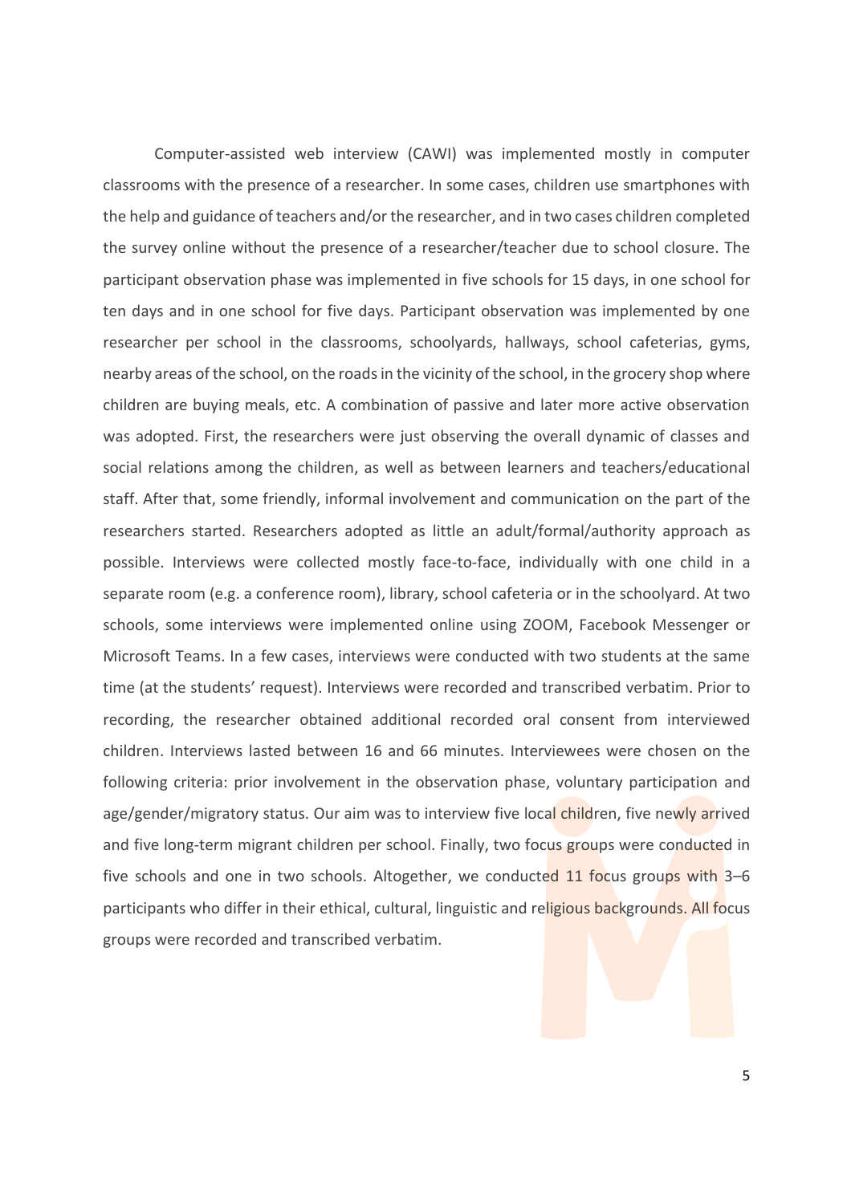Computer-assisted web interview (CAWI) was implemented mostly in computer classrooms with the presence of a researcher. In some cases, children use smartphones with the help and guidance of teachers and/or the researcher, and in two cases children completed the survey online without the presence of a researcher/teacher due to school closure. The participant observation phase was implemented in five schools for 15 days, in one school for ten days and in one school for five days. Participant observation was implemented by one researcher per school in the classrooms, schoolyards, hallways, school cafeterias, gyms, nearby areas of the school, on the roads in the vicinity of the school, in the grocery shop where children are buying meals, etc. A combination of passive and later more active observation was adopted. First, the researchers were just observing the overall dynamic of classes and social relations among the children, as well as between learners and teachers/educational staff. After that, some friendly, informal involvement and communication on the part of the researchers started. Researchers adopted as little an adult/formal/authority approach as possible. Interviews were collected mostly face-to-face, individually with one child in a separate room (e.g. a conference room), library, school cafeteria or in the schoolyard. At two schools, some interviews were implemented online using ZOOM, Facebook Messenger or Microsoft Teams. In a few cases, interviews were conducted with two students at the same time (at the students' request). Interviews were recorded and transcribed verbatim. Prior to recording, the researcher obtained additional recorded oral consent from interviewed children. Interviews lasted between 16 and 66 minutes. Interviewees were chosen on the following criteria: prior involvement in the observation phase, voluntary participation and age/gender/migratory status. Our aim was to interview five local children, five newly arrived and five long-term migrant children per school. Finally, two focus groups were conducted in five schools and one in two schools. Altogether, we conducted 11 focus groups with 3–6 participants who differ in their ethical, cultural, linguistic and religious backgrounds. All focus groups were recorded and transcribed verbatim.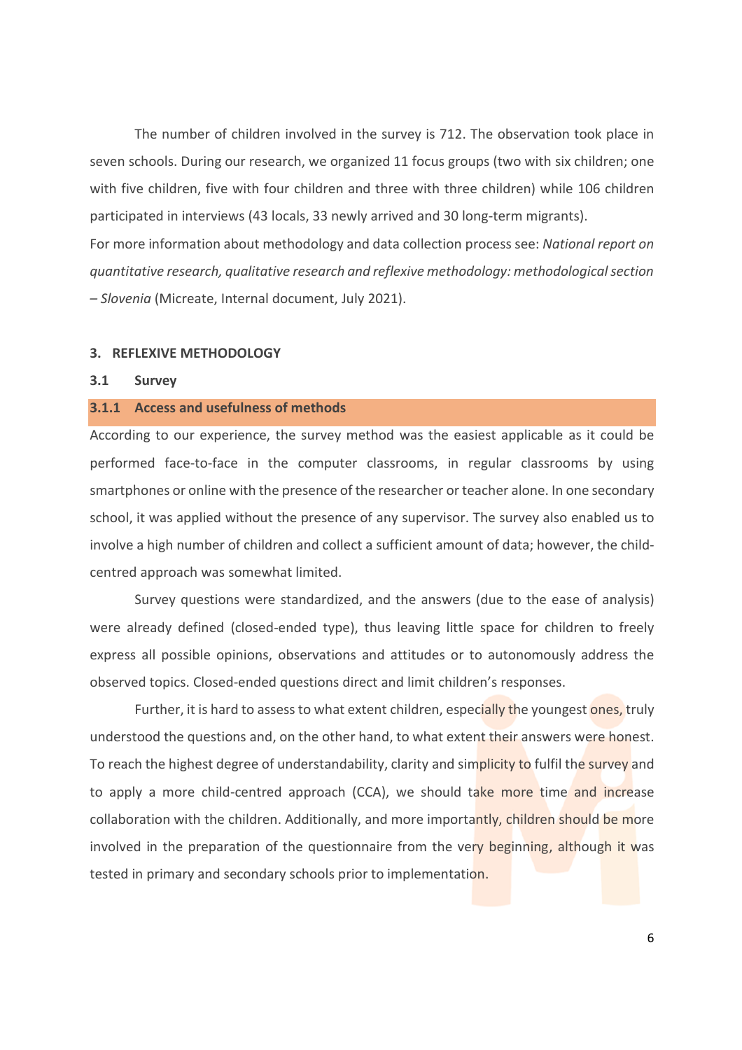The number of children involved in the survey is 712. The observation took place in seven schools. During our research, we organized 11 focus groups (two with six children; one with five children, five with four children and three with three children) while 106 children participated in interviews (43 locals, 33 newly arrived and 30 long-term migrants).

For more information about methodology and data collection process see: *National report on quantitative research, qualitative research and reflexive methodology: methodological section – Slovenia* (Micreate, Internal document, July 2021).

## 3. REFLEXIVE METHODOLOGY

### 3.1 Survey

#### 3.1.1 Access and usefulness of methods

According to our experience, the survey method was the easiest applicable as it could be performed face-to-face in the computer classrooms, in regular classrooms by using smartphones or online with the presence of the researcher or teacher alone. In one secondary school, it was applied without the presence of any supervisor. The survey also enabled us to involve a high number of children and collect a sufficient amount of data; however, the child-centred approach was somewhat limited.

Survey questions were standardized, and the answers (due to the ease of analysis) were already defined (closed-ended type), thus leaving little space for children to freely express all possible opinions, observations and attitudes or to autonomously address the observed topics. Closed-ended questions direct and limit children's responses.

Further, it is hard to assess to what extent children, especially the youngest ones, truly understood the questions and, on the other hand, to what extent their answers were honest. To reach the highest degree of understandability, clarity and simplicity to fulfil the survey and to apply a more child-centred approach (CCA), we should take more time and increase collaboration with the children. Additionally, and more importantly, children should be more involved in the preparation of the questionnaire from the very beginning, although it was tested in primary and secondary schools prior to implementation.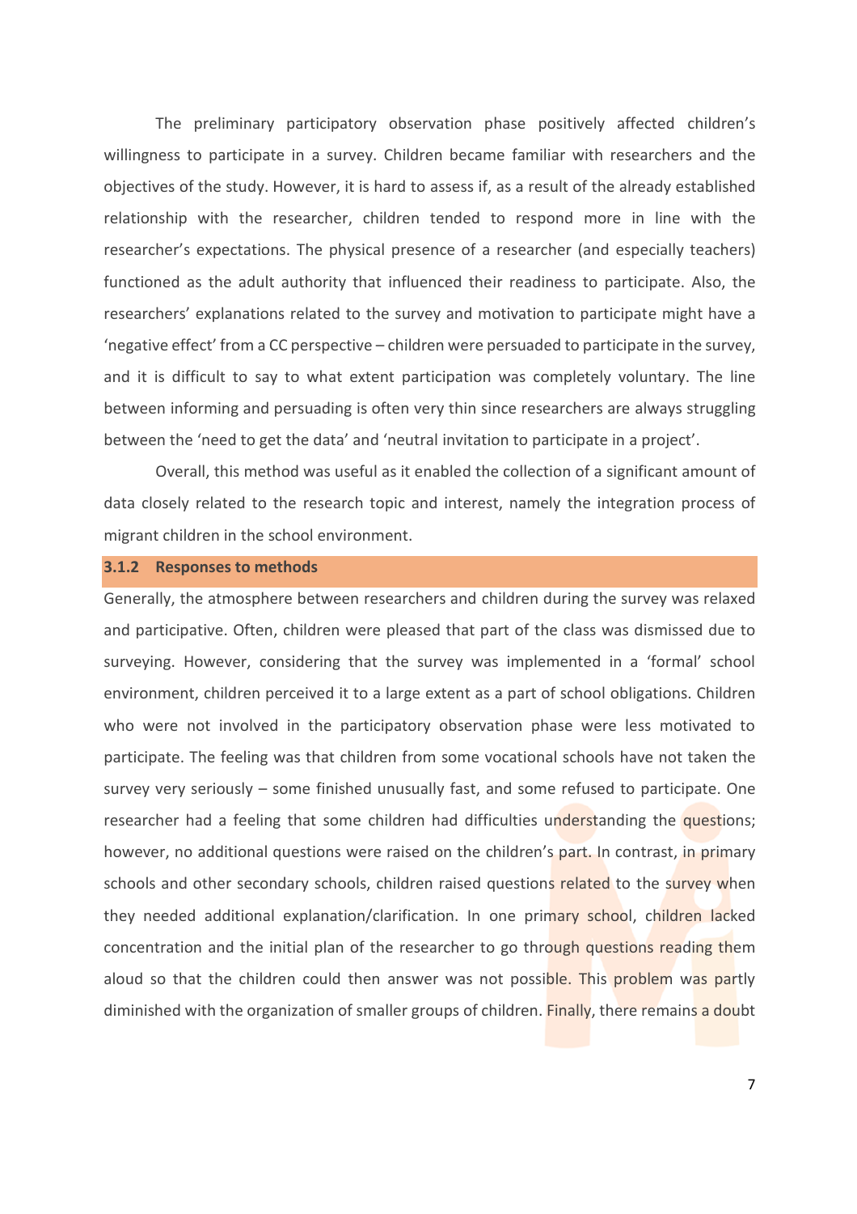The preliminary participatory observation phase positively affected children's willingness to participate in a survey. Children became familiar with researchers and the objectives of the study. However, it is hard to assess if, as a result of the already established relationship with the researcher, children tended to respond more in line with the researcher's expectations. The physical presence of a researcher (and especially teachers) functioned as the adult authority that influenced their readiness to participate. Also, the researchers' explanations related to the survey and motivation to participate might have a 'negative effect' from a CC perspective – children were persuaded to participate in the survey, and it is difficult to say to what extent participation was completely voluntary. The line between informing and persuading is often very thin since researchers are always struggling between the 'need to get the data' and 'neutral invitation to participate in a project'.

Overall, this method was useful as it enabled the collection of a significant amount of data closely related to the research topic and interest, namely the integration process of migrant children in the school environment.

### 3.1.2 Responses to methods

Generally, the atmosphere between researchers and children during the survey was relaxed and participative. Often, children were pleased that part of the class was dismissed due to surveying. However, considering that the survey was implemented in a 'formal' school environment, children perceived it to a large extent as a part of school obligations. Children who were not involved in the participatory observation phase were less motivated to participate. The feeling was that children from some vocational schools have not taken the survey very seriously – some finished unusually fast, and some refused to participate. One researcher had a feeling that some children had difficulties understanding the questions; however, no additional questions were raised on the children's part. In contrast, in primary schools and other secondary schools, children raised questions related to the survey when they needed additional explanation/clarification. In one primary school, children lacked concentration and the initial plan of the researcher to go through questions reading them aloud so that the children could then answer was not possible. This problem was partly diminished with the organization of smaller groups of children. Finally, there remains a doubt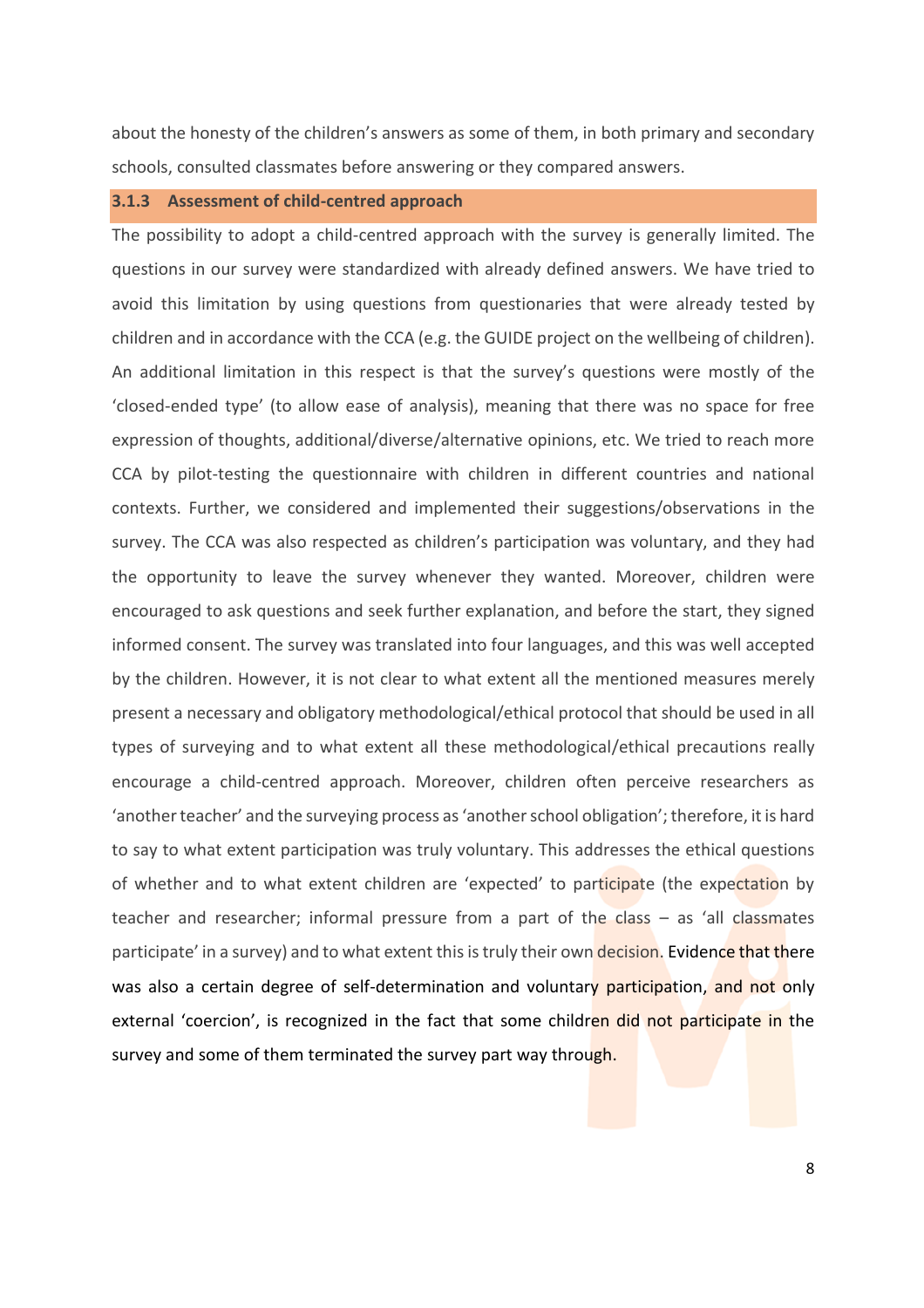about the honesty of the children's answers as some of them, in both primary and secondary schools, consulted classmates before answering or they compared answers.

### 3.1.3 Assessment of child-centred approach

The possibility to adopt a child-centred approach with the survey is generally limited. The questions in our survey were standardized with already defined answers. We have tried to avoid this limitation by using questions from questionaries that were already tested by children and in accordance with the CCA (e.g. the GUIDE project on the wellbeing of children). An additional limitation in this respect is that the survey's questions were mostly of the 'closed-ended type' (to allow ease of analysis), meaning that there was no space for free expression of thoughts, additional/diverse/alternative opinions, etc. We tried to reach more CCA by pilot-testing the questionnaire with children in different countries and national contexts. Further, we considered and implemented their suggestions/observations in the survey. The CCA was also respected as children's participation was voluntary, and they had the opportunity to leave the survey whenever they wanted. Moreover, children were encouraged to ask questions and seek further explanation, and before the start, they signed informed consent. The survey was translated into four languages, and this was well accepted by the children. However, it is not clear to what extent all the mentioned measures merely present a necessary and obligatory methodological/ethical protocol that should be used in all types of surveying and to what extent all these methodological/ethical precautions really encourage a child-centred approach. Moreover, children often perceive researchers as 'another teacher' and the surveying process as 'another school obligation'; therefore, it is hard to say to what extent participation was truly voluntary. This addresses the ethical questions of whether and to what extent children are 'expected' to participate (the expectation by teacher and researcher; informal pressure from a part of the class – as 'all classmates participate' in a survey) and to what extent this is truly their own decision. Evidence that there was also a certain degree of self-determination and voluntary participation, and not only external 'coercion', is recognized in the fact that some children did not participate in the survey and some of them terminated the survey part way through.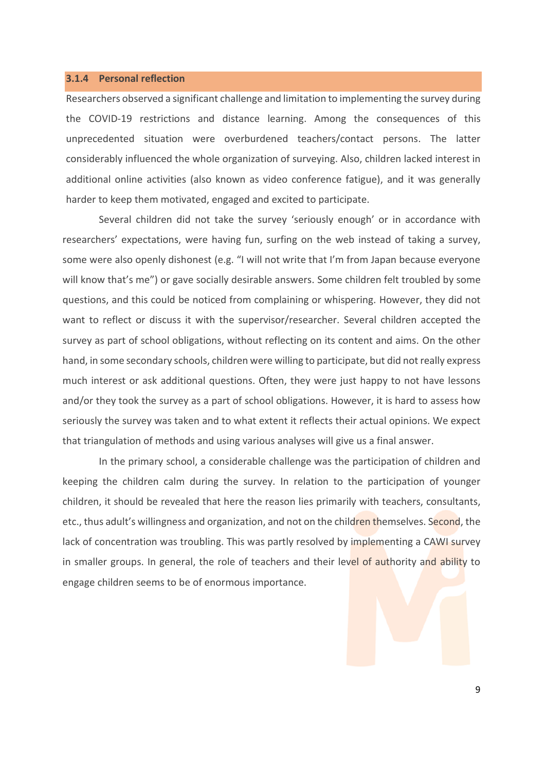### 3.1.4 Personal reflection

Researchers observed a significant challenge and limitation to implementing the survey during the COVID-19 restrictions and distance learning. Among the consequences of this unprecedented situation were overburdened teachers/contact persons. The latter considerably influenced the whole organization of surveying. Also, children lacked interest in additional online activities (also known as video conference fatigue), and it was generally harder to keep them motivated, engaged and excited to participate.

Several children did not take the survey 'seriously enough' or in accordance with researchers' expectations, were having fun, surfing on the web instead of taking a survey, some were also openly dishonest (e.g. "I will not write that I'm from Japan because everyone will know that's me") or gave socially desirable answers. Some children felt troubled by some questions, and this could be noticed from complaining or whispering. However, they did not want to reflect or discuss it with the supervisor/researcher. Several children accepted the survey as part of school obligations, without reflecting on its content and aims. On the other hand, in some secondary schools, children were willing to participate, but did not really express much interest or ask additional questions. Often, they were just happy to not have lessons and/or they took the survey as a part of school obligations. However, it is hard to assess how seriously the survey was taken and to what extent it reflects their actual opinions. We expect that triangulation of methods and using various analyses will give us a final answer.

In the primary school, a considerable challenge was the participation of children and keeping the children calm during the survey. In relation to the participation of younger children, it should be revealed that here the reason lies primarily with teachers, consultants, etc., thus adult's willingness and organization, and not on the children themselves. Second, the lack of concentration was troubling. This was partly resolved by implementing a CAWI survey in smaller groups. In general, the role of teachers and their level of authority and ability to engage children seems to be of enormous importance.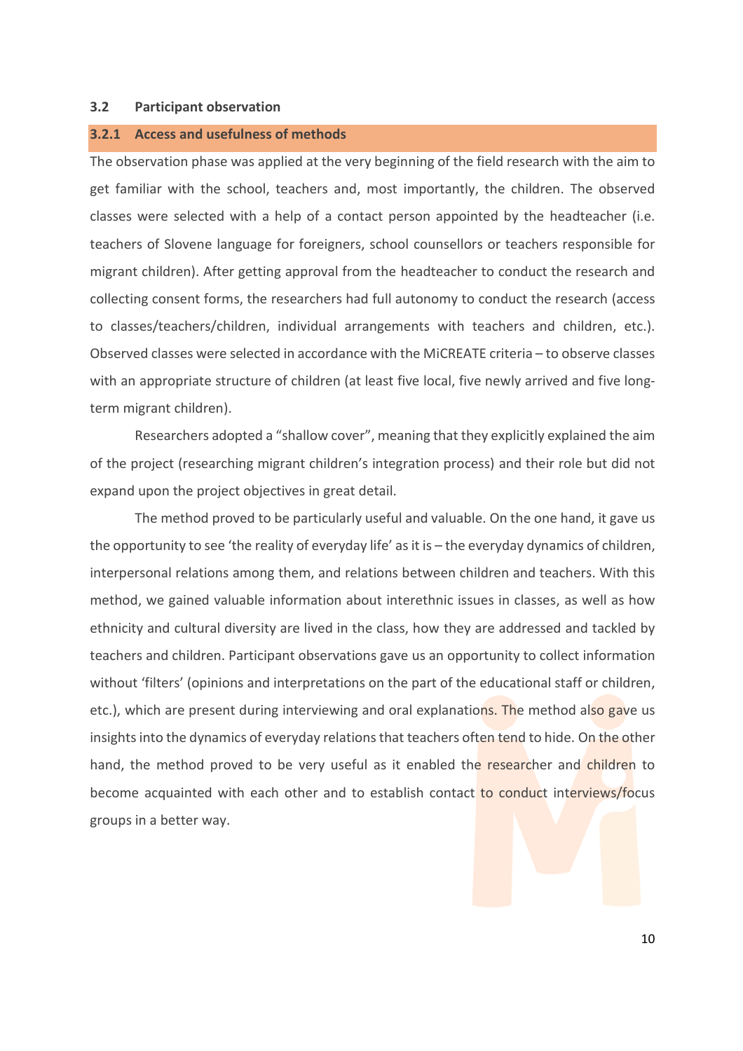## 3.2 Participant observation

### 3.2.1 Access and usefulness of methods

The observation phase was applied at the very beginning of the field research with the aim to get familiar with the school, teachers and, most importantly, the children. The observed classes were selected with a help of a contact person appointed by the headteacher (i.e. teachers of Slovene language for foreigners, school counsellors or teachers responsible for migrant children). After getting approval from the headteacher to conduct the research and collecting consent forms, the researchers had full autonomy to conduct the research (access to classes/teachers/children, individual arrangements with teachers and children, etc.). Observed classes were selected in accordance with the MiCREATE criteria – to observe classes with an appropriate structure of children (at least five local, five newly arrived and five long-term migrant children).

Researchers adopted a "shallow cover", meaning that they explicitly explained the aim of the project (researching migrant children's integration process) and their role but did not expand upon the project objectives in great detail.

The method proved to be particularly useful and valuable. On the one hand, it gave us the opportunity to see 'the reality of everyday life' as it is – the everyday dynamics of children, interpersonal relations among them, and relations between children and teachers. With this method, we gained valuable information about interethnic issues in classes, as well as how ethnicity and cultural diversity are lived in the class, how they are addressed and tackled by teachers and children. Participant observations gave us an opportunity to collect information without 'filters' (opinions and interpretations on the part of the educational staff or children, etc.), which are present during interviewing and oral explanations. The method also gave us insights into the dynamics of everyday relations that teachers often tend to hide. On the other hand, the method proved to be very useful as it enabled the researcher and children to become acquainted with each other and to establish contact to conduct interviews/focus groups in a better way.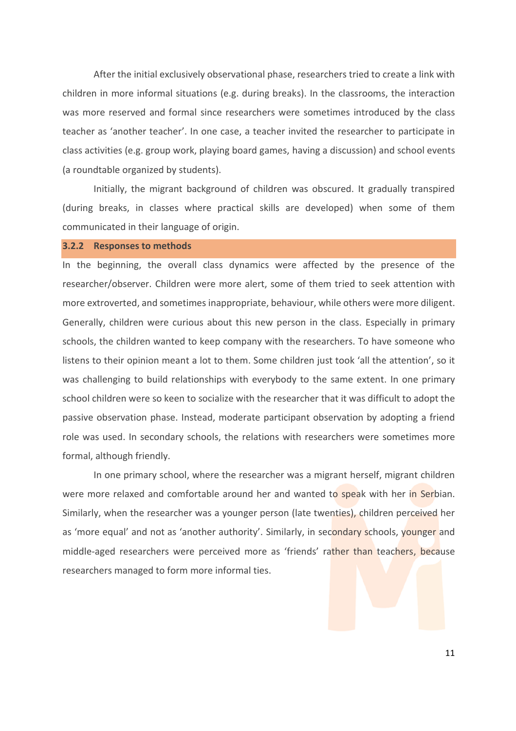After the initial exclusively observational phase, researchers tried to create a link with children in more informal situations (e.g. during breaks). In the classrooms, the interaction was more reserved and formal since researchers were sometimes introduced by the class teacher as 'another teacher'. In one case, a teacher invited the researcher to participate in class activities (e.g. group work, playing board games, having a discussion) and school events (a roundtable organized by students).

Initially, the migrant background of children was obscured. It gradually transpired (during breaks, in classes where practical skills are developed) when some of them communicated in their language of origin.

### 3.2.2 Responses to methods

In the beginning, the overall class dynamics were affected by the presence of the researcher/observer. Children were more alert, some of them tried to seek attention with more extroverted, and sometimes inappropriate, behaviour, while others were more diligent. Generally, children were curious about this new person in the class. Especially in primary schools, the children wanted to keep company with the researchers. To have someone who listens to their opinion meant a lot to them. Some children just took 'all the attention', so it was challenging to build relationships with everybody to the same extent. In one primary school children were so keen to socialize with the researcher that it was difficult to adopt the passive observation phase. Instead, moderate participant observation by adopting a friend role was used. In secondary schools, the relations with researchers were sometimes more formal, although friendly.

In one primary school, where the researcher was a migrant herself, migrant children were more relaxed and comfortable around her and wanted to speak with her in Serbian. Similarly, when the researcher was a younger person (late twenties), children perceived her as 'more equal' and not as 'another authority'. Similarly, in secondary schools, younger and middle-aged researchers were perceived more as 'friends' rather than teachers, because researchers managed to form more informal ties.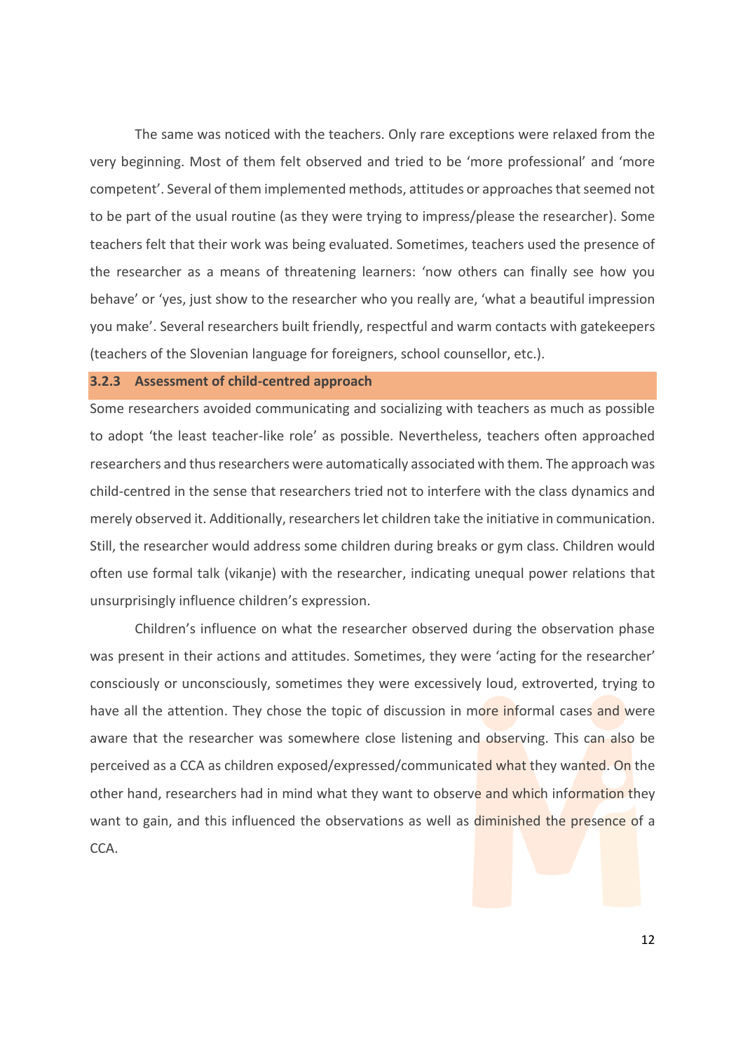The same was noticed with the teachers. Only rare exceptions were relaxed from the very beginning. Most of them felt observed and tried to be 'more professional' and 'more competent'. Several of them implemented methods, attitudes or approaches that seemed not to be part of the usual routine (as they were trying to impress/please the researcher). Some teachers felt that their work was being evaluated. Sometimes, teachers used the presence of the researcher as a means of threatening learners: 'now others can finally see how you behave' or 'yes, just show to the researcher who you really are, 'what a beautiful impression you make'. Several researchers built friendly, respectful and warm contacts with gatekeepers (teachers of the Slovenian language for foreigners, school counsellor, etc.).

### 3.2.3 Assessment of child-centred approach

Some researchers avoided communicating and socializing with teachers as much as possible to adopt 'the least teacher-like role' as possible. Nevertheless, teachers often approached researchers and thus researchers were automatically associated with them. The approach was child-centred in the sense that researchers tried not to interfere with the class dynamics and merely observed it. Additionally, researchers let children take the initiative in communication. Still, the researcher would address some children during breaks or gym class. Children would often use formal talk (vikanje) with the researcher, indicating unequal power relations that unsurprisingly influence children's expression.

Children's influence on what the researcher observed during the observation phase was present in their actions and attitudes. Sometimes, they were 'acting for the researcher' consciously or unconsciously, sometimes they were excessively loud, extroverted, trying to have all the attention. They chose the topic of discussion in more informal cases and were aware that the researcher was somewhere close listening and observing. This can also be perceived as a CCA as children exposed/expressed/communicated what they wanted. On the other hand, researchers had in mind what they want to observe and which information they want to gain, and this influenced the observations as well as diminished the presence of a CCA.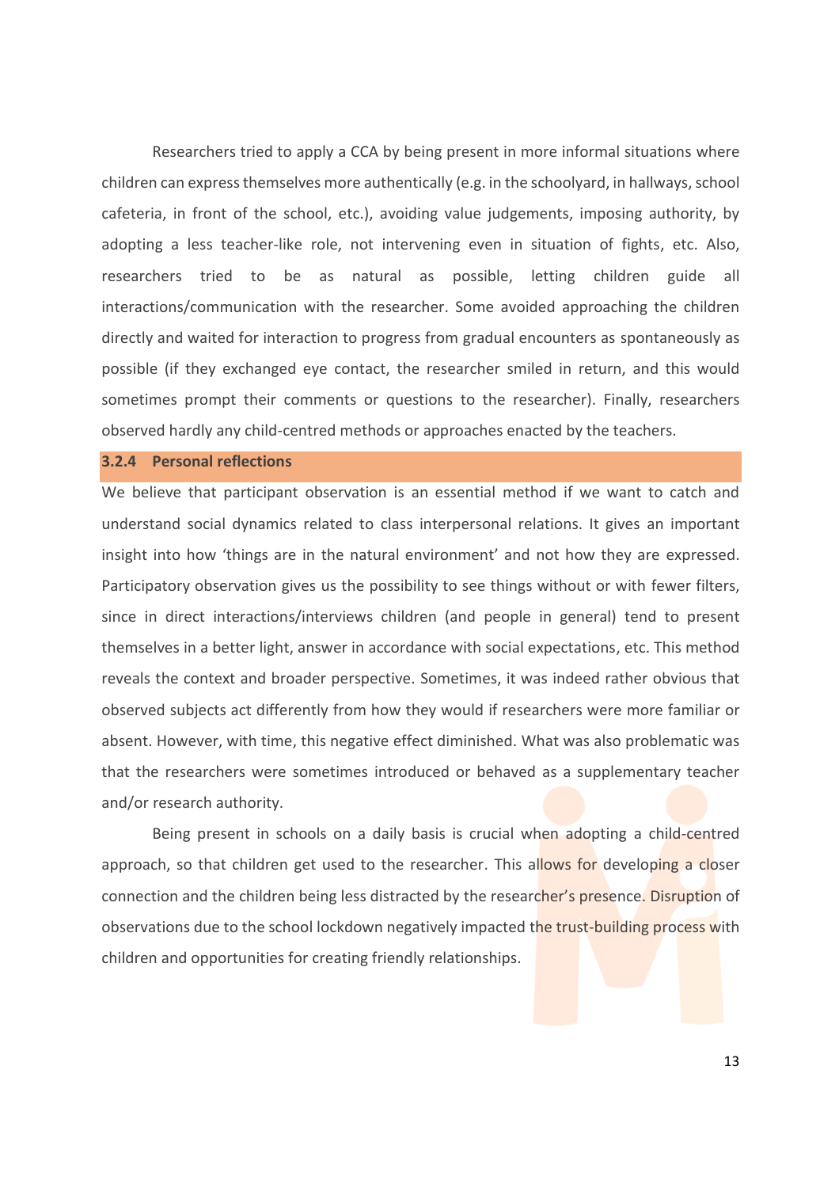Researchers tried to apply a CCA by being present in more informal situations where children can express themselves more authentically (e.g. in the schoolyard, in hallways, school cafeteria, in front of the school, etc.), avoiding value judgements, imposing authority, by adopting a less teacher-like role, not intervening even in situation of fights, etc. Also, researchers tried to be as natural as possible, letting children guide all interactions/communication with the researcher. Some avoided approaching the children directly and waited for interaction to progress from gradual encounters as spontaneously as possible (if they exchanged eye contact, the researcher smiled in return, and this would sometimes prompt their comments or questions to the researcher). Finally, researchers observed hardly any child-centred methods or approaches enacted by the teachers.

### 3.2.4 Personal reflections

We believe that participant observation is an essential method if we want to catch and understand social dynamics related to class interpersonal relations. It gives an important insight into how 'things are in the natural environment' and not how they are expressed. Participatory observation gives us the possibility to see things without or with fewer filters, since in direct interactions/interviews children (and people in general) tend to present themselves in a better light, answer in accordance with social expectations, etc. This method reveals the context and broader perspective. Sometimes, it was indeed rather obvious that observed subjects act differently from how they would if researchers were more familiar or absent. However, with time, this negative effect diminished. What was also problematic was that the researchers were sometimes introduced or behaved as a supplementary teacher and/or research authority.

Being present in schools on a daily basis is crucial when adopting a child-centred approach, so that children get used to the researcher. This allows for developing a closer connection and the children being less distracted by the researcher's presence. Disruption of observations due to the school lockdown negatively impacted the trust-building process with children and opportunities for creating friendly relationships.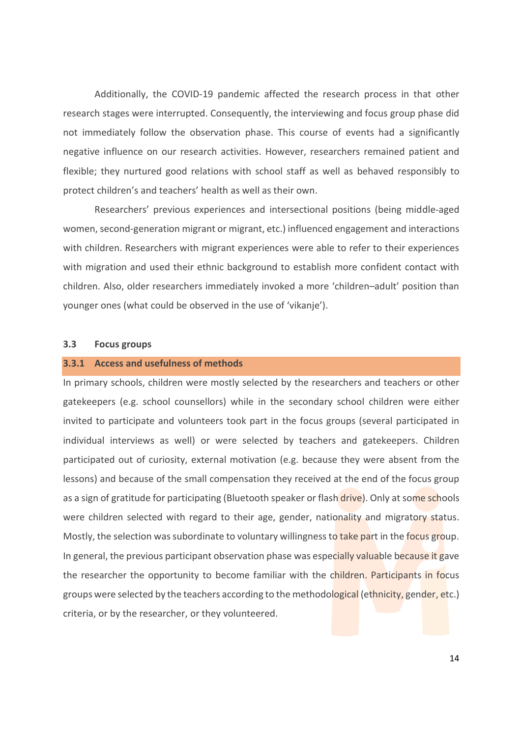Additionally, the COVID-19 pandemic affected the research process in that other research stages were interrupted. Consequently, the interviewing and focus group phase did not immediately follow the observation phase. This course of events had a significantly negative influence on our research activities. However, researchers remained patient and flexible; they nurtured good relations with school staff as well as behaved responsibly to protect children's and teachers' health as well as their own.

Researchers' previous experiences and intersectional positions (being middle-aged women, second-generation migrant or migrant, etc.) influenced engagement and interactions with children. Researchers with migrant experiences were able to refer to their experiences with migration and used their ethnic background to establish more confident contact with children. Also, older researchers immediately invoked a more 'children–adult' position than younger ones (what could be observed in the use of 'vikanje').

## 3.3 Focus groups

### 3.3.1 Access and usefulness of methods

In primary schools, children were mostly selected by the researchers and teachers or other gatekeepers (e.g. school counsellors) while in the secondary school children were either invited to participate and volunteers took part in the focus groups (several participated in individual interviews as well) or were selected by teachers and gatekeepers. Children participated out of curiosity, external motivation (e.g. because they were absent from the lessons) and because of the small compensation they received at the end of the focus group as a sign of gratitude for participating (Bluetooth speaker or flash drive). Only at some schools were children selected with regard to their age, gender, nationality and migratory status. Mostly, the selection was subordinate to voluntary willingness to take part in the focus group. In general, the previous participant observation phase was especially valuable because it gave the researcher the opportunity to become familiar with the children. Participants in focus groups were selected by the teachers according to the methodological (ethnicity, gender, etc.) criteria, or by the researcher, or they volunteered.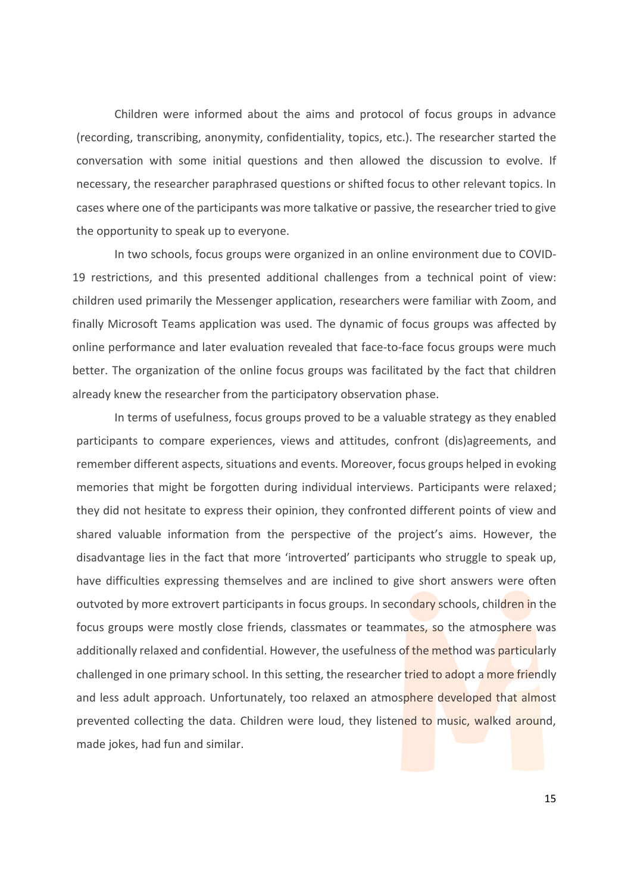Children were informed about the aims and protocol of focus groups in advance (recording, transcribing, anonymity, confidentiality, topics, etc.). The researcher started the conversation with some initial questions and then allowed the discussion to evolve. If necessary, the researcher paraphrased questions or shifted focus to other relevant topics. In cases where one of the participants was more talkative or passive, the researcher tried to give the opportunity to speak up to everyone.

In two schools, focus groups were organized in an online environment due to COVID-19 restrictions, and this presented additional challenges from a technical point of view: children used primarily the Messenger application, researchers were familiar with Zoom, and finally Microsoft Teams application was used. The dynamic of focus groups was affected by online performance and later evaluation revealed that face-to-face focus groups were much better. The organization of the online focus groups was facilitated by the fact that children already knew the researcher from the participatory observation phase.

In terms of usefulness, focus groups proved to be a valuable strategy as they enabled participants to compare experiences, views and attitudes, confront (dis)agreements, and remember different aspects, situations and events. Moreover, focus groups helped in evoking memories that might be forgotten during individual interviews. Participants were relaxed; they did not hesitate to express their opinion, they confronted different points of view and shared valuable information from the perspective of the project's aims. However, the disadvantage lies in the fact that more 'introverted' participants who struggle to speak up, have difficulties expressing themselves and are inclined to give short answers were often outvoted by more extrovert participants in focus groups. In secondary schools, children in the focus groups were mostly close friends, classmates or teammates, so the atmosphere was additionally relaxed and confidential. However, the usefulness of the method was particularly challenged in one primary school. In this setting, the researcher tried to adopt a more friendly and less adult approach. Unfortunately, too relaxed an atmosphere developed that almost prevented collecting the data. Children were loud, they listened to music, walked around, made jokes, had fun and similar.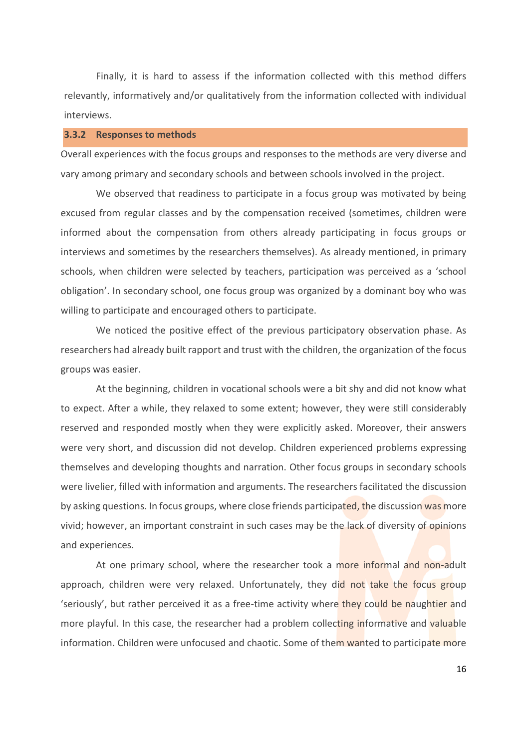Finally, it is hard to assess if the information collected with this method differs relevantly, informatively and/or qualitatively from the information collected with individual interviews.

### 3.3.2 Responses to methods

Overall experiences with the focus groups and responses to the methods are very diverse and vary among primary and secondary schools and between schools involved in the project.

We observed that readiness to participate in a focus group was motivated by being excused from regular classes and by the compensation received (sometimes, children were informed about the compensation from others already participating in focus groups or interviews and sometimes by the researchers themselves). As already mentioned, in primary schools, when children were selected by teachers, participation was perceived as a 'school obligation'. In secondary school, one focus group was organized by a dominant boy who was willing to participate and encouraged others to participate.

We noticed the positive effect of the previous participatory observation phase. As researchers had already built rapport and trust with the children, the organization of the focus groups was easier.

At the beginning, children in vocational schools were a bit shy and did not know what to expect. After a while, they relaxed to some extent; however, they were still considerably reserved and responded mostly when they were explicitly asked. Moreover, their answers were very short, and discussion did not develop. Children experienced problems expressing themselves and developing thoughts and narration. Other focus groups in secondary schools were livelier, filled with information and arguments. The researchers facilitated the discussion by asking questions. In focus groups, where close friends participated, the discussion was more vivid; however, an important constraint in such cases may be the lack of diversity of opinions and experiences.

At one primary school, where the researcher took a more informal and non-adult approach, children were very relaxed. Unfortunately, they did not take the focus group 'seriously', but rather perceived it as a free-time activity where they could be naughtier and more playful. In this case, the researcher had a problem collecting informative and valuable information. Children were unfocused and chaotic. Some of them wanted to participate more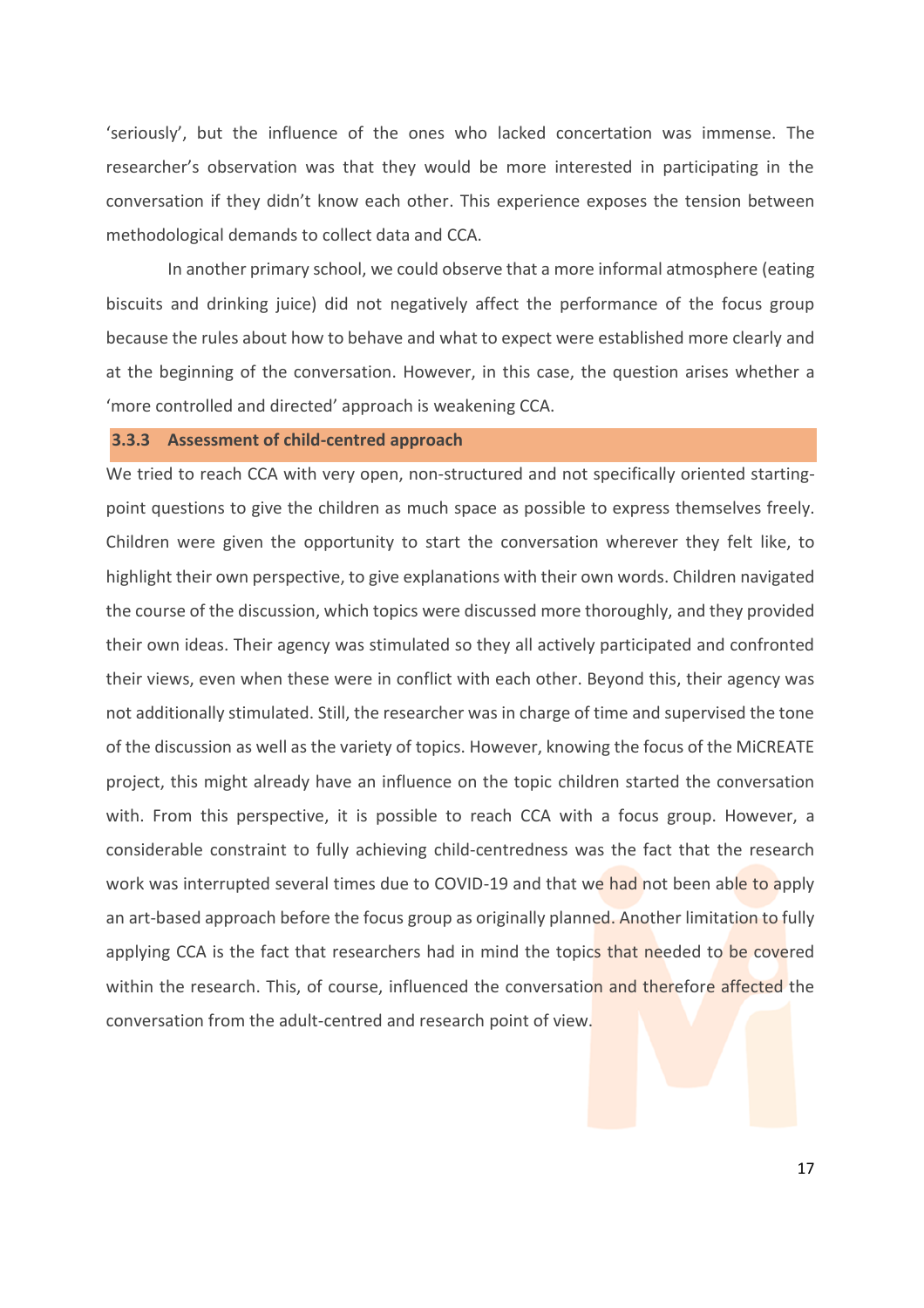'seriously', but the influence of the ones who lacked concertation was immense. The researcher's observation was that they would be more interested in participating in the conversation if they didn't know each other. This experience exposes the tension between methodological demands to collect data and CCA.

In another primary school, we could observe that a more informal atmosphere (eating biscuits and drinking juice) did not negatively affect the performance of the focus group because the rules about how to behave and what to expect were established more clearly and at the beginning of the conversation. However, in this case, the question arises whether a 'more controlled and directed' approach is weakening CCA.

### 3.3.3 Assessment of child-centred approach

We tried to reach CCA with very open, non-structured and not specifically oriented starting-point questions to give the children as much space as possible to express themselves freely. Children were given the opportunity to start the conversation wherever they felt like, to highlight their own perspective, to give explanations with their own words. Children navigated the course of the discussion, which topics were discussed more thoroughly, and they provided their own ideas. Their agency was stimulated so they all actively participated and confronted their views, even when these were in conflict with each other. Beyond this, their agency was not additionally stimulated. Still, the researcher was in charge of time and supervised the tone of the discussion as well as the variety of topics. However, knowing the focus of the MiCREATE project, this might already have an influence on the topic children started the conversation with. From this perspective, it is possible to reach CCA with a focus group. However, a considerable constraint to fully achieving child-centredness was the fact that the research work was interrupted several times due to COVID-19 and that we had not been able to apply an art-based approach before the focus group as originally planned. Another limitation to fully applying CCA is the fact that researchers had in mind the topics that needed to be covered within the research. This, of course, influenced the conversation and therefore affected the conversation from the adult-centred and research point of view.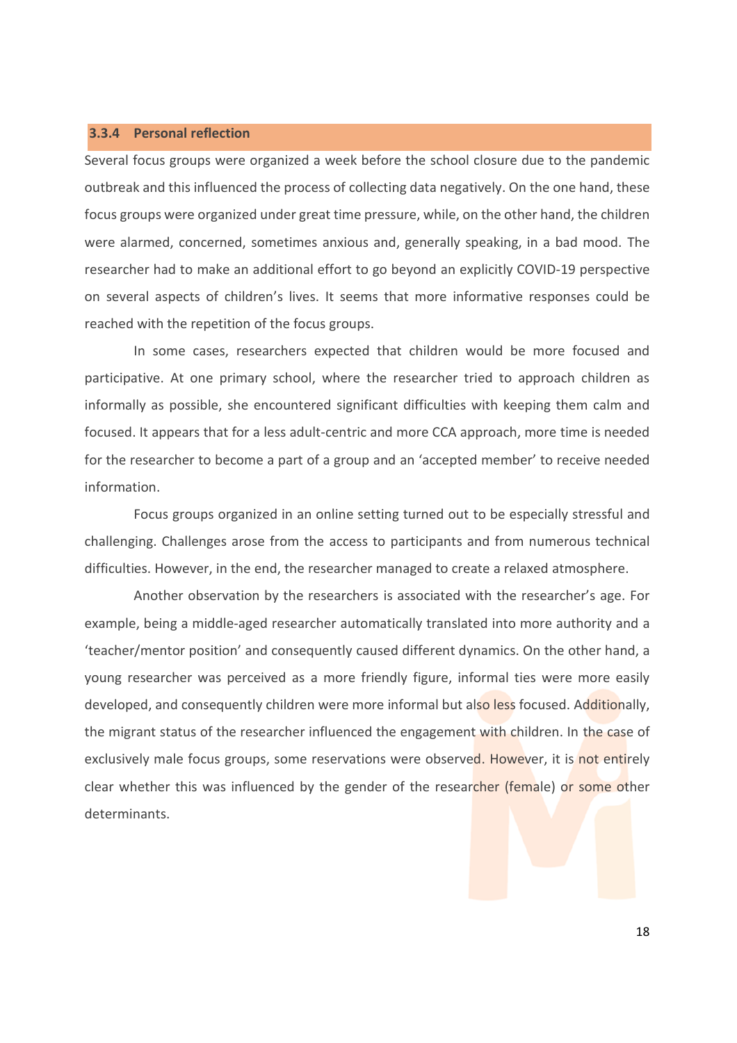### 3.3.4 Personal reflection

Several focus groups were organized a week before the school closure due to the pandemic outbreak and this influenced the process of collecting data negatively. On the one hand, these focus groups were organized under great time pressure, while, on the other hand, the children were alarmed, concerned, sometimes anxious and, generally speaking, in a bad mood. The researcher had to make an additional effort to go beyond an explicitly COVID-19 perspective on several aspects of children's lives. It seems that more informative responses could be reached with the repetition of the focus groups.

In some cases, researchers expected that children would be more focused and participative. At one primary school, where the researcher tried to approach children as informally as possible, she encountered significant difficulties with keeping them calm and focused. It appears that for a less adult-centric and more CCA approach, more time is needed for the researcher to become a part of a group and an 'accepted member' to receive needed information.

Focus groups organized in an online setting turned out to be especially stressful and challenging. Challenges arose from the access to participants and from numerous technical difficulties. However, in the end, the researcher managed to create a relaxed atmosphere.

Another observation by the researchers is associated with the researcher's age. For example, being a middle-aged researcher automatically translated into more authority and a 'teacher/mentor position' and consequently caused different dynamics. On the other hand, a young researcher was perceived as a more friendly figure, informal ties were more easily developed, and consequently children were more informal but also less focused. Additionally, the migrant status of the researcher influenced the engagement with children. In the case of exclusively male focus groups, some reservations were observed. However, it is not entirely clear whether this was influenced by the gender of the researcher (female) or some other determinants.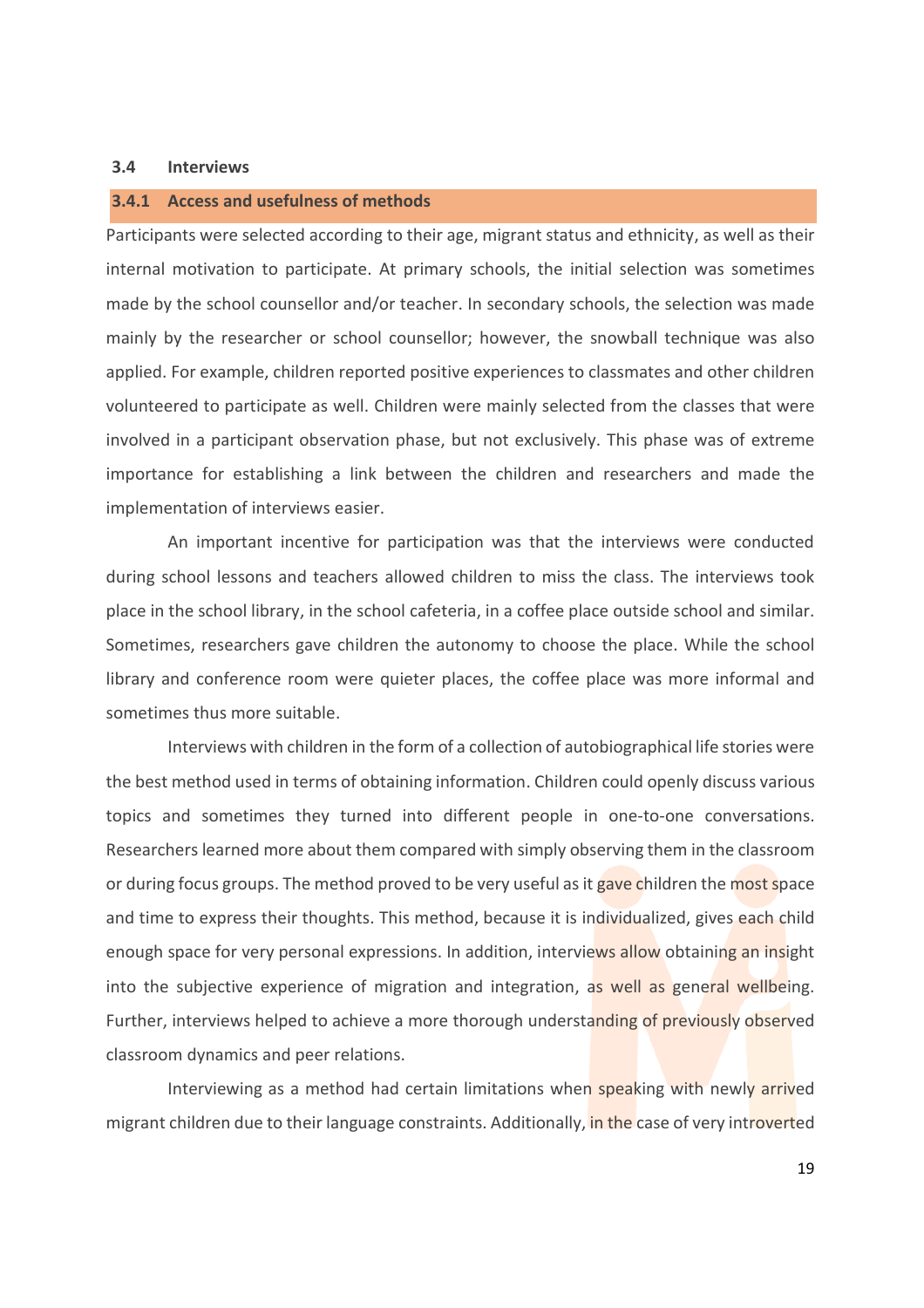### 3.4 Interviews

#### 3.4.1 Access and usefulness of methods

Participants were selected according to their age, migrant status and ethnicity, as well as their internal motivation to participate. At primary schools, the initial selection was sometimes made by the school counsellor and/or teacher. In secondary schools, the selection was made mainly by the researcher or school counsellor; however, the snowball technique was also applied. For example, children reported positive experiences to classmates and other children volunteered to participate as well. Children were mainly selected from the classes that were involved in a participant observation phase, but not exclusively. This phase was of extreme importance for establishing a link between the children and researchers and made the implementation of interviews easier.

An important incentive for participation was that the interviews were conducted during school lessons and teachers allowed children to miss the class. The interviews took place in the school library, in the school cafeteria, in a coffee place outside school and similar. Sometimes, researchers gave children the autonomy to choose the place. While the school library and conference room were quieter places, the coffee place was more informal and sometimes thus more suitable.

Interviews with children in the form of a collection of autobiographical life stories were the best method used in terms of obtaining information. Children could openly discuss various topics and sometimes they turned into different people in one-to-one conversations. Researchers learned more about them compared with simply observing them in the classroom or during focus groups. The method proved to be very useful as it gave children the most space and time to express their thoughts. This method, because it is individualized, gives each child enough space for very personal expressions. In addition, interviews allow obtaining an insight into the subjective experience of migration and integration, as well as general wellbeing. Further, interviews helped to achieve a more thorough understanding of previously observed classroom dynamics and peer relations.

Interviewing as a method had certain limitations when speaking with newly arrived migrant children due to their language constraints. Additionally, in the case of very introverted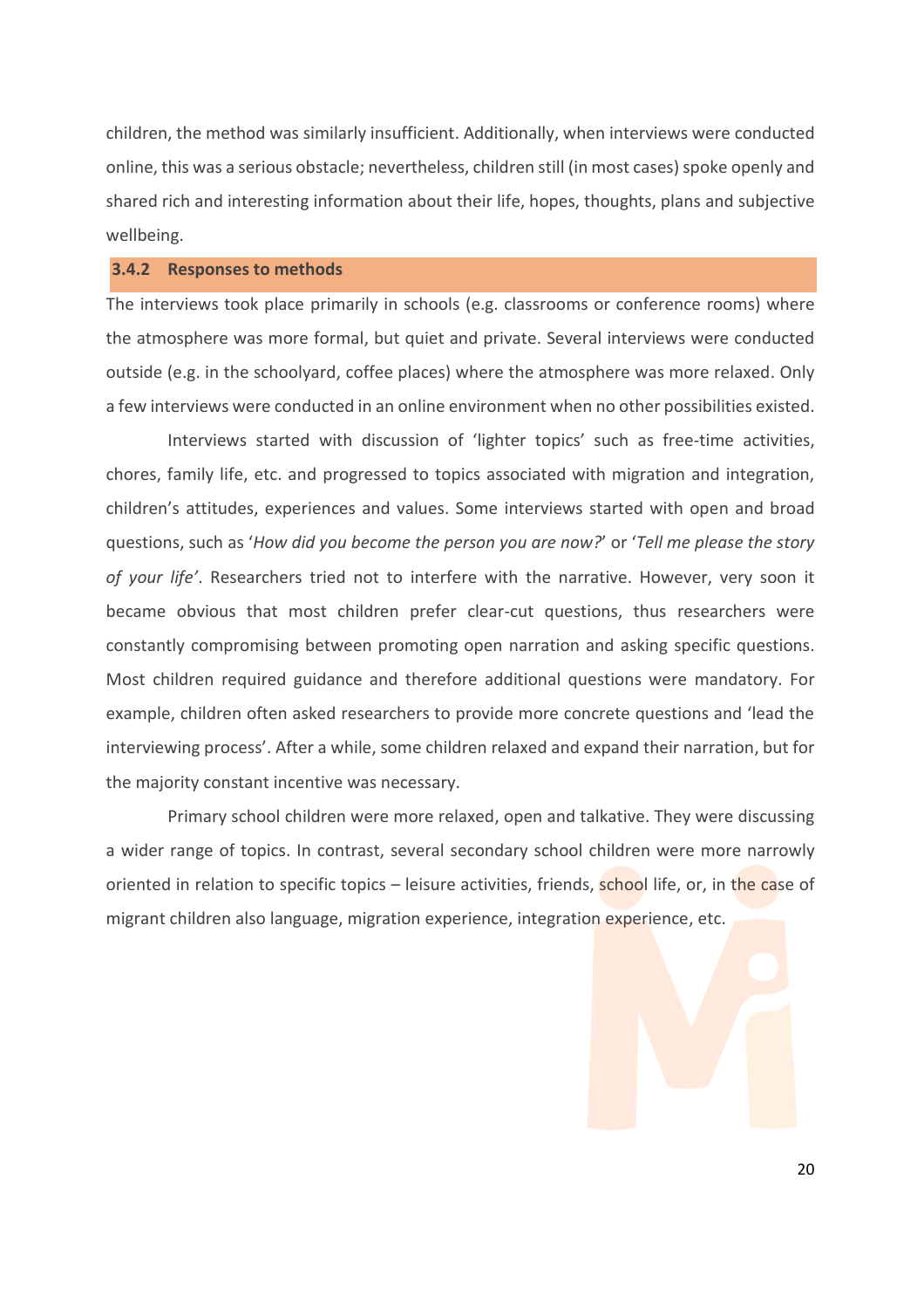children, the method was similarly insufficient. Additionally, when interviews were conducted online, this was a serious obstacle; nevertheless, children still (in most cases) spoke openly and shared rich and interesting information about their life, hopes, thoughts, plans and subjective wellbeing.

### 3.4.2 Responses to methods

The interviews took place primarily in schools (e.g. classrooms or conference rooms) where the atmosphere was more formal, but quiet and private. Several interviews were conducted outside (e.g. in the schoolyard, coffee places) where the atmosphere was more relaxed. Only a few interviews were conducted in an online environment when no other possibilities existed.

Interviews started with discussion of 'lighter topics' such as free-time activities, chores, family life, etc. and progressed to topics associated with migration and integration, children's attitudes, experiences and values. Some interviews started with open and broad questions, such as '*How did you become the person you are now?*' or '*Tell me please the story of your life'*. Researchers tried not to interfere with the narrative. However, very soon it became obvious that most children prefer clear-cut questions, thus researchers were constantly compromising between promoting open narration and asking specific questions. Most children required guidance and therefore additional questions were mandatory. For example, children often asked researchers to provide more concrete questions and 'lead the interviewing process'. After a while, some children relaxed and expand their narration, but for the majority constant incentive was necessary.

Primary school children were more relaxed, open and talkative. They were discussing a wider range of topics. In contrast, several secondary school children were more narrowly oriented in relation to specific topics – leisure activities, friends, school life, or, in the case of migrant children also language, migration experience, integration experience, etc.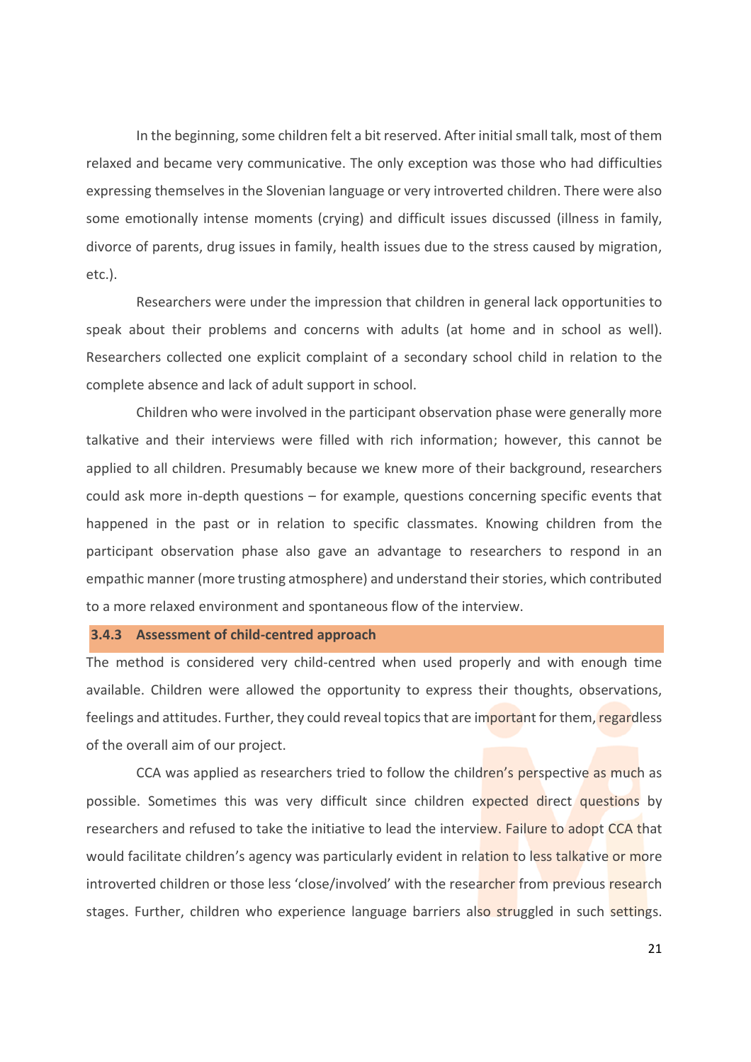In the beginning, some children felt a bit reserved. After initial small talk, most of them relaxed and became very communicative. The only exception was those who had difficulties expressing themselves in the Slovenian language or very introverted children. There were also some emotionally intense moments (crying) and difficult issues discussed (illness in family, divorce of parents, drug issues in family, health issues due to the stress caused by migration, etc.).

Researchers were under the impression that children in general lack opportunities to speak about their problems and concerns with adults (at home and in school as well). Researchers collected one explicit complaint of a secondary school child in relation to the complete absence and lack of adult support in school.

Children who were involved in the participant observation phase were generally more talkative and their interviews were filled with rich information; however, this cannot be applied to all children. Presumably because we knew more of their background, researchers could ask more in-depth questions – for example, questions concerning specific events that happened in the past or in relation to specific classmates. Knowing children from the participant observation phase also gave an advantage to researchers to respond in an empathic manner (more trusting atmosphere) and understand their stories, which contributed to a more relaxed environment and spontaneous flow of the interview.

### 3.4.3 Assessment of child-centred approach

The method is considered very child-centred when used properly and with enough time available. Children were allowed the opportunity to express their thoughts, observations, feelings and attitudes. Further, they could reveal topics that are important for them, regardless of the overall aim of our project.

CCA was applied as researchers tried to follow the children's perspective as much as possible. Sometimes this was very difficult since children expected direct questions by researchers and refused to take the initiative to lead the interview. Failure to adopt CCA that would facilitate children's agency was particularly evident in relation to less talkative or more introverted children or those less 'close/involved' with the researcher from previous research stages. Further, children who experience language barriers also struggled in such settings.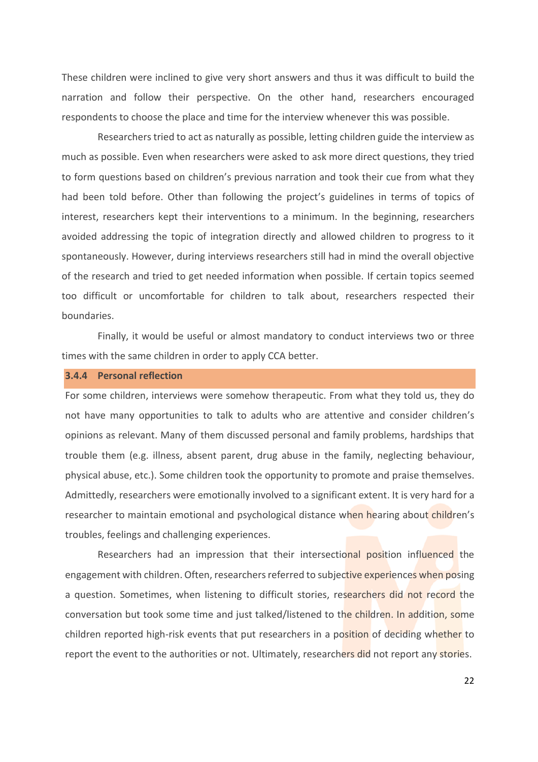These children were inclined to give very short answers and thus it was difficult to build the narration and follow their perspective. On the other hand, researchers encouraged respondents to choose the place and time for the interview whenever this was possible.

Researchers tried to act as naturally as possible, letting children guide the interview as much as possible. Even when researchers were asked to ask more direct questions, they tried to form questions based on children's previous narration and took their cue from what they had been told before. Other than following the project's guidelines in terms of topics of interest, researchers kept their interventions to a minimum. In the beginning, researchers avoided addressing the topic of integration directly and allowed children to progress to it spontaneously. However, during interviews researchers still had in mind the overall objective of the research and tried to get needed information when possible. If certain topics seemed too difficult or uncomfortable for children to talk about, researchers respected their boundaries.

Finally, it would be useful or almost mandatory to conduct interviews two or three times with the same children in order to apply CCA better.

### 3.4.4 Personal reflection

For some children, interviews were somehow therapeutic. From what they told us, they do not have many opportunities to talk to adults who are attentive and consider children's opinions as relevant. Many of them discussed personal and family problems, hardships that trouble them (e.g. illness, absent parent, drug abuse in the family, neglecting behaviour, physical abuse, etc.). Some children took the opportunity to promote and praise themselves. Admittedly, researchers were emotionally involved to a significant extent. It is very hard for a researcher to maintain emotional and psychological distance when hearing about children's troubles, feelings and challenging experiences.

Researchers had an impression that their intersectional position influenced the engagement with children. Often, researchers referred to subjective experiences when posing a question. Sometimes, when listening to difficult stories, researchers did not record the conversation but took some time and just talked/listened to the children. In addition, some children reported high-risk events that put researchers in a position of deciding whether to report the event to the authorities or not. Ultimately, researchers did not report any stories.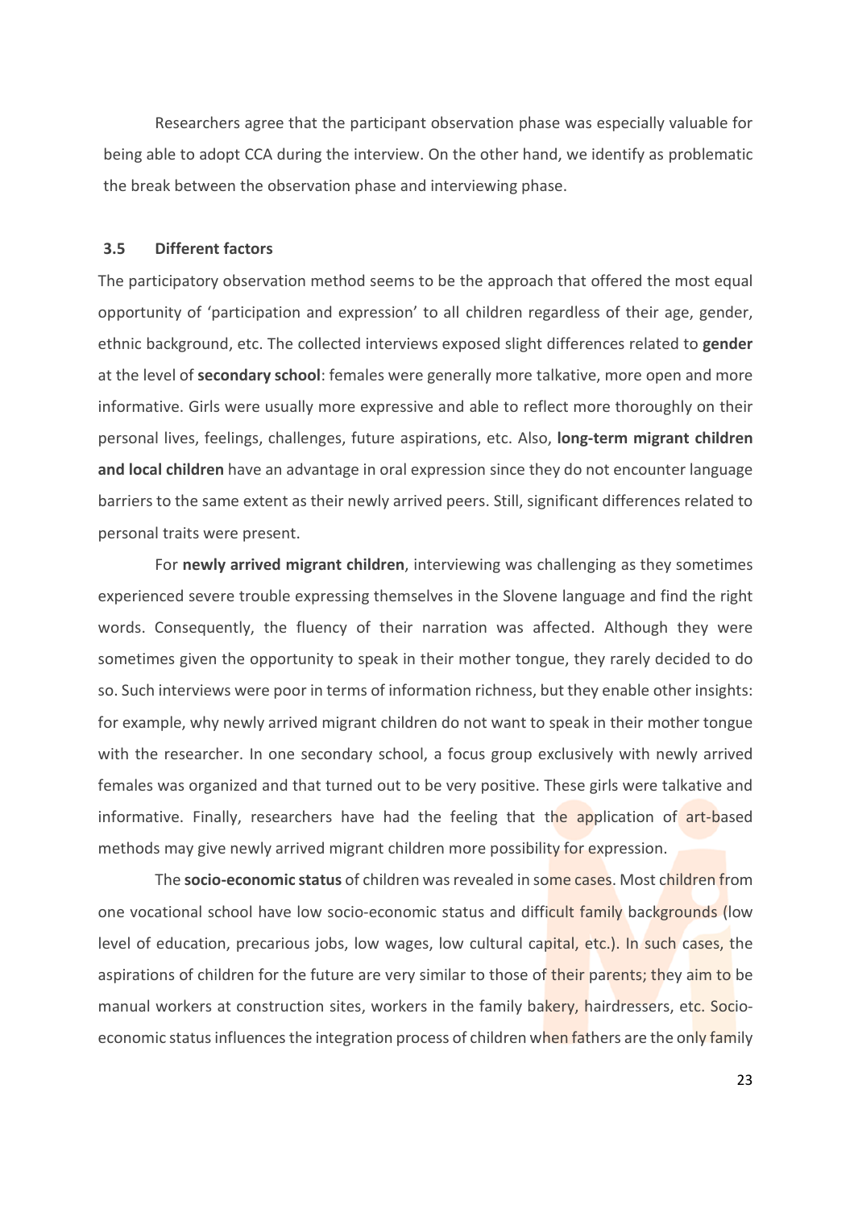Researchers agree that the participant observation phase was especially valuable for being able to adopt CCA during the interview. On the other hand, we identify as problematic the break between the observation phase and interviewing phase.

### 3.5 Different factors

The participatory observation method seems to be the approach that offered the most equal opportunity of 'participation and expression' to all children regardless of their age, gender, ethnic background, etc. The collected interviews exposed slight differences related to **gender** at the level of **secondary school**: females were generally more talkative, more open and more informative. Girls were usually more expressive and able to reflect more thoroughly on their personal lives, feelings, challenges, future aspirations, etc. Also, **long-term migrant children and local children** have an advantage in oral expression since they do not encounter language barriers to the same extent as their newly arrived peers. Still, significant differences related to personal traits were present.

For **newly arrived migrant children**, interviewing was challenging as they sometimes experienced severe trouble expressing themselves in the Slovene language and find the right words. Consequently, the fluency of their narration was affected. Although they were sometimes given the opportunity to speak in their mother tongue, they rarely decided to do so. Such interviews were poor in terms of information richness, but they enable other insights: for example, why newly arrived migrant children do not want to speak in their mother tongue with the researcher. In one secondary school, a focus group exclusively with newly arrived females was organized and that turned out to be very positive. These girls were talkative and informative. Finally, researchers have had the feeling that the application of art-based methods may give newly arrived migrant children more possibility for expression.

The **socio-economic status** of children was revealed in some cases. Most children from one vocational school have low socio-economic status and difficult family backgrounds (low level of education, precarious jobs, low wages, low cultural capital, etc.). In such cases, the aspirations of children for the future are very similar to those of their parents; they aim to be manual workers at construction sites, workers in the family bakery, hairdressers, etc. Socio-economic status influences the integration process of children when fathers are the only family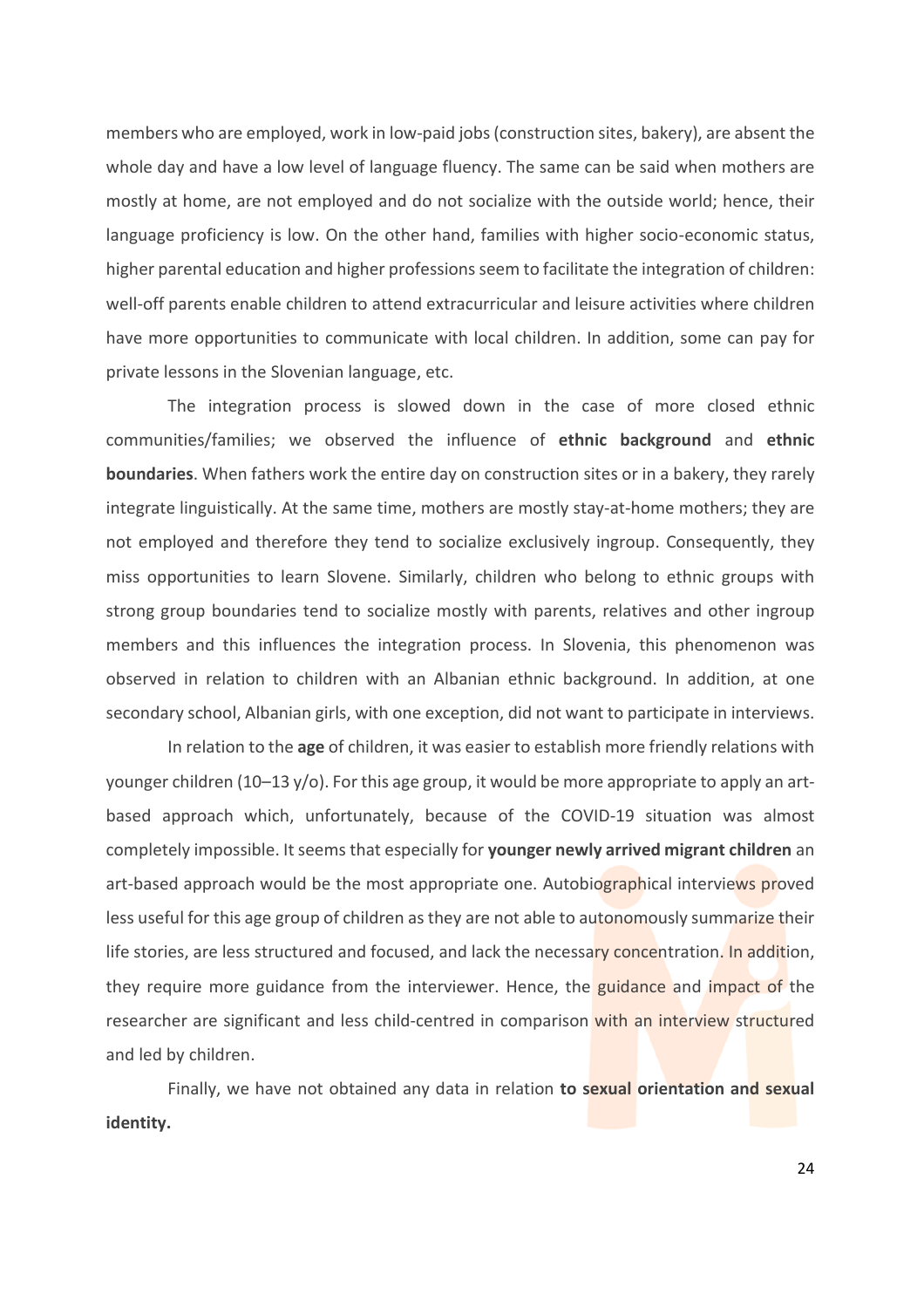members who are employed, work in low-paid jobs (construction sites, bakery), are absent the whole day and have a low level of language fluency. The same can be said when mothers are mostly at home, are not employed and do not socialize with the outside world; hence, their language proficiency is low. On the other hand, families with higher socio-economic status, higher parental education and higher professions seem to facilitate the integration of children: well-off parents enable children to attend extracurricular and leisure activities where children have more opportunities to communicate with local children. In addition, some can pay for private lessons in the Slovenian language, etc.

The integration process is slowed down in the case of more closed ethnic communities/families; we observed the influence of **ethnic background** and **ethnic boundaries**. When fathers work the entire day on construction sites or in a bakery, they rarely integrate linguistically. At the same time, mothers are mostly stay-at-home mothers; they are not employed and therefore they tend to socialize exclusively ingroup. Consequently, they miss opportunities to learn Slovene. Similarly, children who belong to ethnic groups with strong group boundaries tend to socialize mostly with parents, relatives and other ingroup members and this influences the integration process. In Slovenia, this phenomenon was observed in relation to children with an Albanian ethnic background. In addition, at one secondary school, Albanian girls, with one exception, did not want to participate in interviews.

In relation to the **age** of children, it was easier to establish more friendly relations with younger children (10–13 y/o). For this age group, it would be more appropriate to apply an art-based approach which, unfortunately, because of the COVID-19 situation was almost completely impossible. It seems that especially for **younger newly arrived migrant children** an art-based approach would be the most appropriate one. Autobiographical interviews proved less useful for this age group of children as they are not able to autonomously summarize their life stories, are less structured and focused, and lack the necessary concentration. In addition, they require more guidance from the interviewer. Hence, the guidance and impact of the researcher are significant and less child-centred in comparison with an interview structured and led by children.

Finally, we have not obtained any data in relation **to sexual orientation and sexual identity.**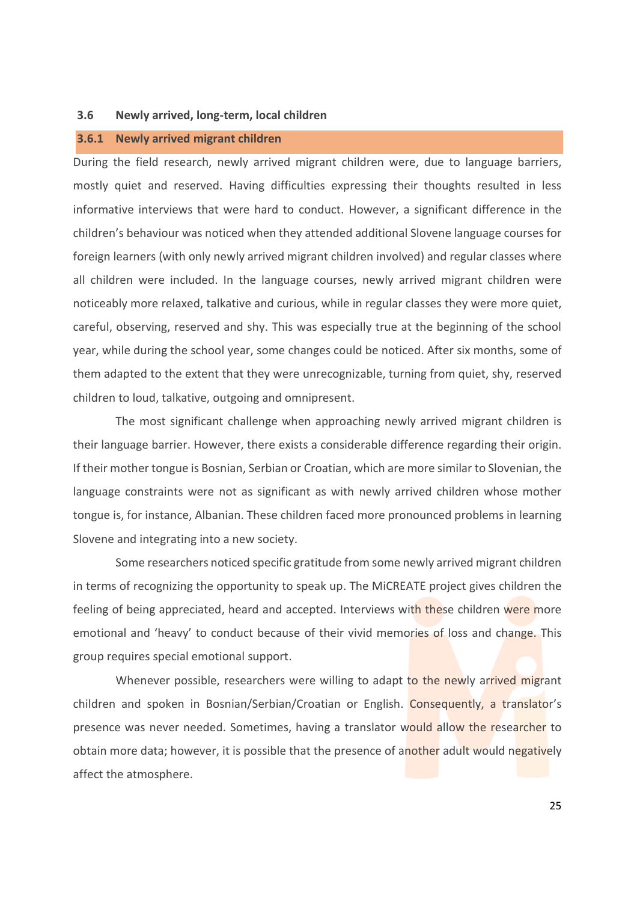## 3.6 Newly arrived, long-term, local children

### 3.6.1 Newly arrived migrant children

During the field research, newly arrived migrant children were, due to language barriers, mostly quiet and reserved. Having difficulties expressing their thoughts resulted in less informative interviews that were hard to conduct. However, a significant difference in the children's behaviour was noticed when they attended additional Slovene language courses for foreign learners (with only newly arrived migrant children involved) and regular classes where all children were included. In the language courses, newly arrived migrant children were noticeably more relaxed, talkative and curious, while in regular classes they were more quiet, careful, observing, reserved and shy. This was especially true at the beginning of the school year, while during the school year, some changes could be noticed. After six months, some of them adapted to the extent that they were unrecognizable, turning from quiet, shy, reserved children to loud, talkative, outgoing and omnipresent.

The most significant challenge when approaching newly arrived migrant children is their language barrier. However, there exists a considerable difference regarding their origin. If their mother tongue is Bosnian, Serbian or Croatian, which are more similar to Slovenian, the language constraints were not as significant as with newly arrived children whose mother tongue is, for instance, Albanian. These children faced more pronounced problems in learning Slovene and integrating into a new society.

Some researchers noticed specific gratitude from some newly arrived migrant children in terms of recognizing the opportunity to speak up. The MiCREATE project gives children the feeling of being appreciated, heard and accepted. Interviews with these children were more emotional and 'heavy' to conduct because of their vivid memories of loss and change. This group requires special emotional support.

Whenever possible, researchers were willing to adapt to the newly arrived migrant children and spoken in Bosnian/Serbian/Croatian or English. Consequently, a translator's presence was never needed. Sometimes, having a translator would allow the researcher to obtain more data; however, it is possible that the presence of another adult would negatively affect the atmosphere.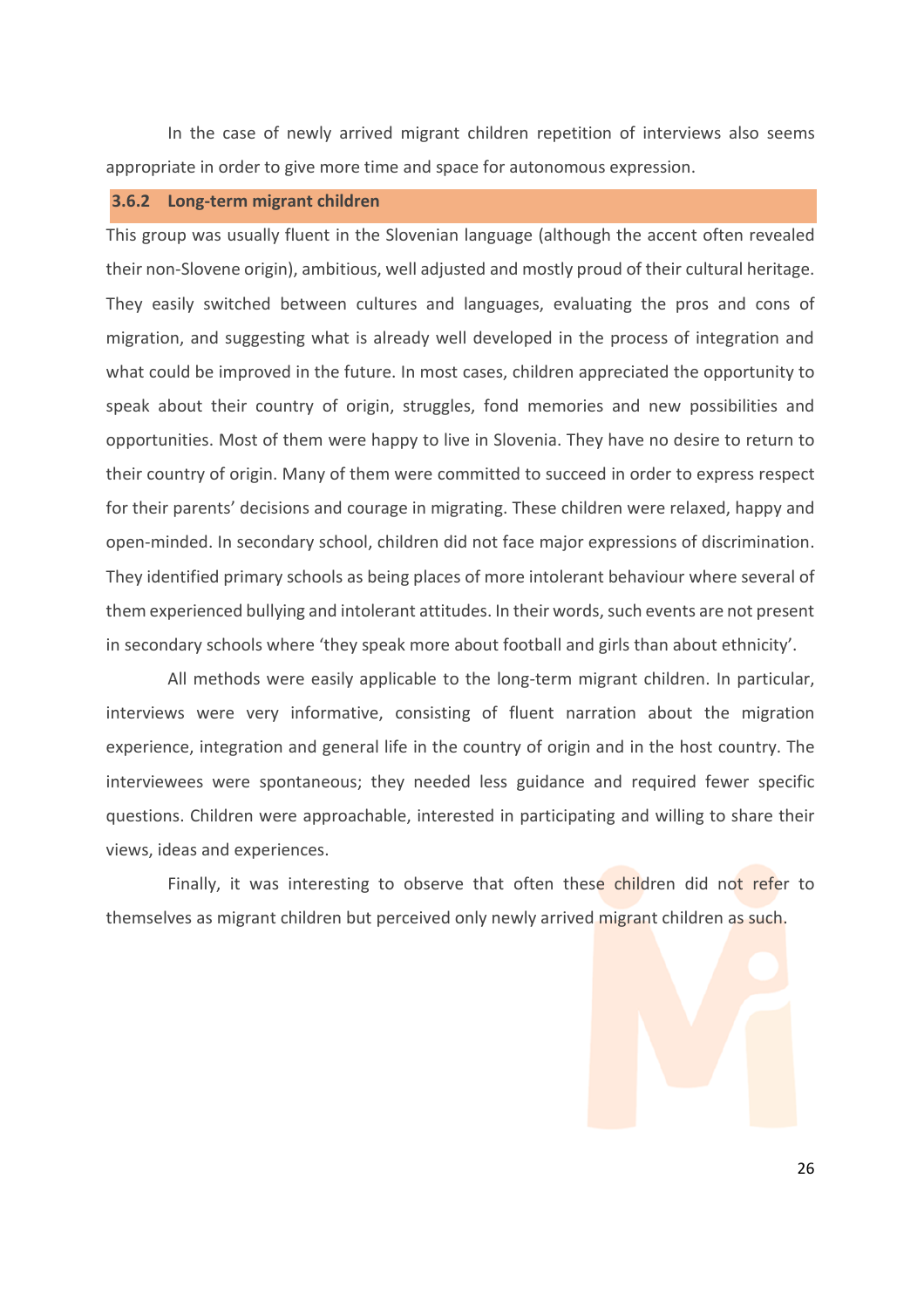In the case of newly arrived migrant children repetition of interviews also seems appropriate in order to give more time and space for autonomous expression.

### 3.6.2 Long-term migrant children

This group was usually fluent in the Slovenian language (although the accent often revealed their non-Slovene origin), ambitious, well adjusted and mostly proud of their cultural heritage. They easily switched between cultures and languages, evaluating the pros and cons of migration, and suggesting what is already well developed in the process of integration and what could be improved in the future. In most cases, children appreciated the opportunity to speak about their country of origin, struggles, fond memories and new possibilities and opportunities. Most of them were happy to live in Slovenia. They have no desire to return to their country of origin. Many of them were committed to succeed in order to express respect for their parents' decisions and courage in migrating. These children were relaxed, happy and open-minded. In secondary school, children did not face major expressions of discrimination. They identified primary schools as being places of more intolerant behaviour where several of them experienced bullying and intolerant attitudes. In their words, such events are not present in secondary schools where 'they speak more about football and girls than about ethnicity'.

All methods were easily applicable to the long-term migrant children. In particular, interviews were very informative, consisting of fluent narration about the migration experience, integration and general life in the country of origin and in the host country. The interviewees were spontaneous; they needed less guidance and required fewer specific questions. Children were approachable, interested in participating and willing to share their views, ideas and experiences.

Finally, it was interesting to observe that often these children did not refer to themselves as migrant children but perceived only newly arrived migrant children as such.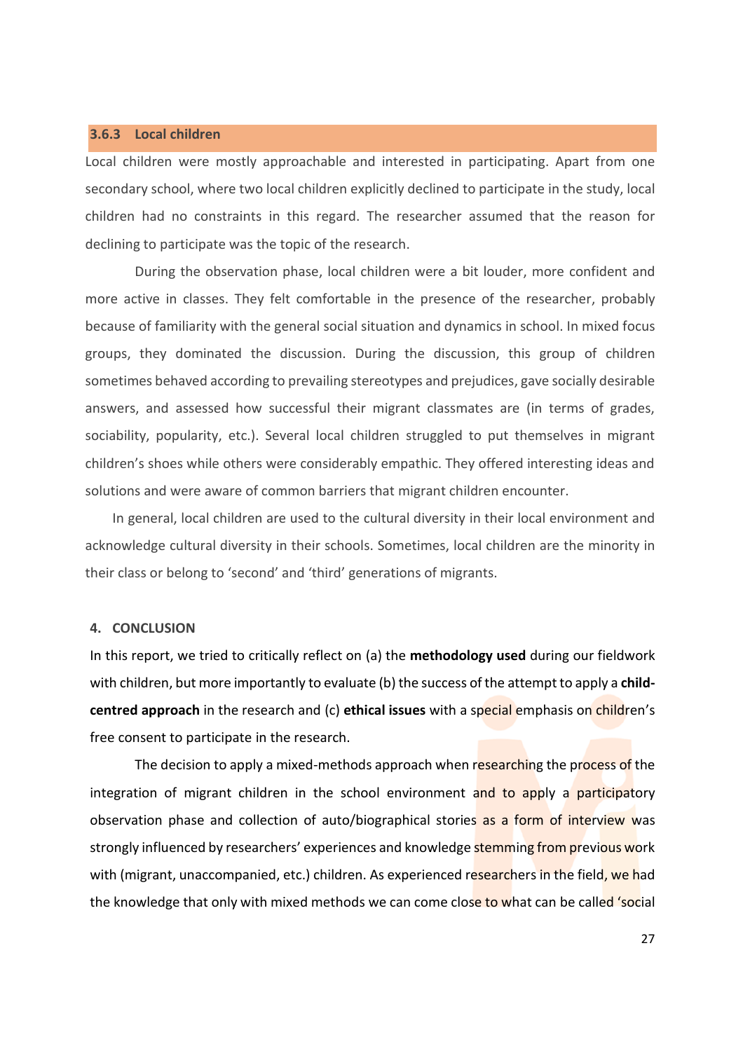### 3.6.3 Local children

Local children were mostly approachable and interested in participating. Apart from one secondary school, where two local children explicitly declined to participate in the study, local children had no constraints in this regard. The researcher assumed that the reason for declining to participate was the topic of the research.

During the observation phase, local children were a bit louder, more confident and more active in classes. They felt comfortable in the presence of the researcher, probably because of familiarity with the general social situation and dynamics in school. In mixed focus groups, they dominated the discussion. During the discussion, this group of children sometimes behaved according to prevailing stereotypes and prejudices, gave socially desirable answers, and assessed how successful their migrant classmates are (in terms of grades, sociability, popularity, etc.). Several local children struggled to put themselves in migrant children's shoes while others were considerably empathic. They offered interesting ideas and solutions and were aware of common barriers that migrant children encounter.

In general, local children are used to the cultural diversity in their local environment and acknowledge cultural diversity in their schools. Sometimes, local children are the minority in their class or belong to 'second' and 'third' generations of migrants.

## 4. CONCLUSION

In this report, we tried to critically reflect on (a) the **methodology used** during our fieldwork with children, but more importantly to evaluate (b) the success of the attempt to apply a **child-centred approach** in the research and (c) **ethical issues** with a special emphasis on children's free consent to participate in the research.

The decision to apply a mixed-methods approach when researching the process of the integration of migrant children in the school environment and to apply a participatory observation phase and collection of auto/biographical stories as a form of interview was strongly influenced by researchers' experiences and knowledge stemming from previous work with (migrant, unaccompanied, etc.) children. As experienced researchers in the field, we had the knowledge that only with mixed methods we can come close to what can be called 'social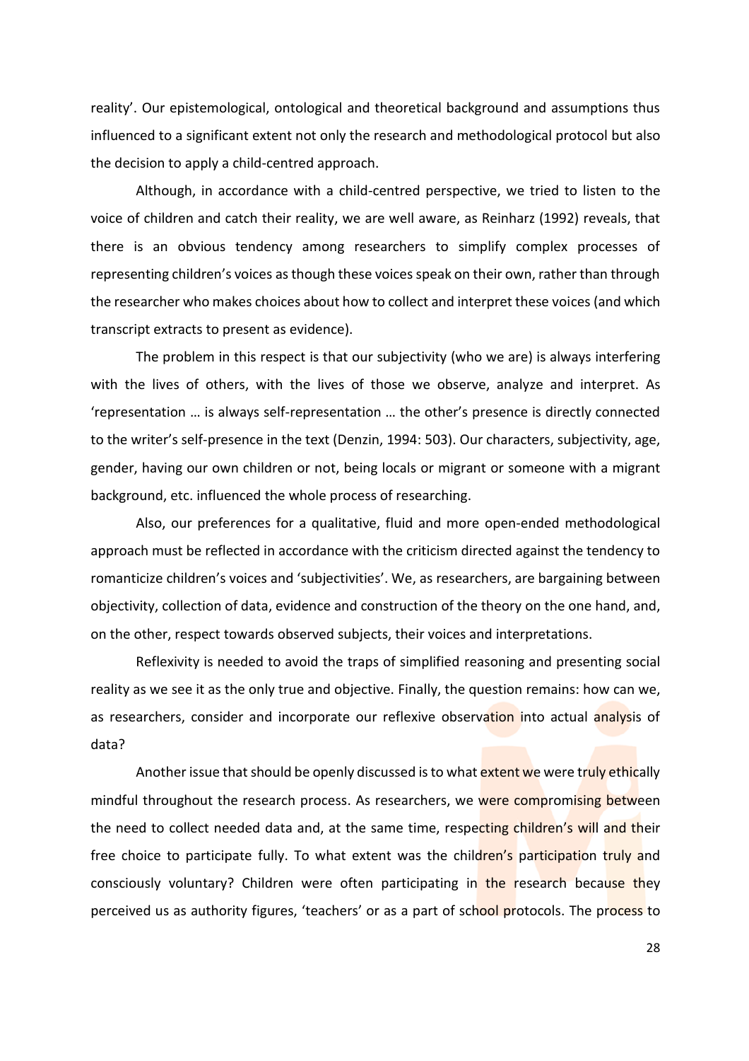reality'. Our epistemological, ontological and theoretical background and assumptions thus influenced to a significant extent not only the research and methodological protocol but also the decision to apply a child-centred approach.

Although, in accordance with a child-centred perspective, we tried to listen to the voice of children and catch their reality, we are well aware, as Reinharz (1992) reveals, that there is an obvious tendency among researchers to simplify complex processes of representing children's voices as though these voices speak on their own, rather than through the researcher who makes choices about how to collect and interpret these voices (and which transcript extracts to present as evidence).

The problem in this respect is that our subjectivity (who we are) is always interfering with the lives of others, with the lives of those we observe, analyze and interpret. As 'representation … is always self-representation … the other's presence is directly connected to the writer's self-presence in the text (Denzin, 1994: 503). Our characters, subjectivity, age, gender, having our own children or not, being locals or migrant or someone with a migrant background, etc. influenced the whole process of researching.

Also, our preferences for a qualitative, fluid and more open-ended methodological approach must be reflected in accordance with the criticism directed against the tendency to romanticize children's voices and 'subjectivities'. We, as researchers, are bargaining between objectivity, collection of data, evidence and construction of the theory on the one hand, and, on the other, respect towards observed subjects, their voices and interpretations.

Reflexivity is needed to avoid the traps of simplified reasoning and presenting social reality as we see it as the only true and objective. Finally, the question remains: how can we, as researchers, consider and incorporate our reflexive observation into actual analysis of data?

Another issue that should be openly discussed is to what extent we were truly ethically mindful throughout the research process. As researchers, we were compromising between the need to collect needed data and, at the same time, respecting children's will and their free choice to participate fully. To what extent was the children's participation truly and consciously voluntary? Children were often participating in the research because they perceived us as authority figures, 'teachers' or as a part of school protocols. The process to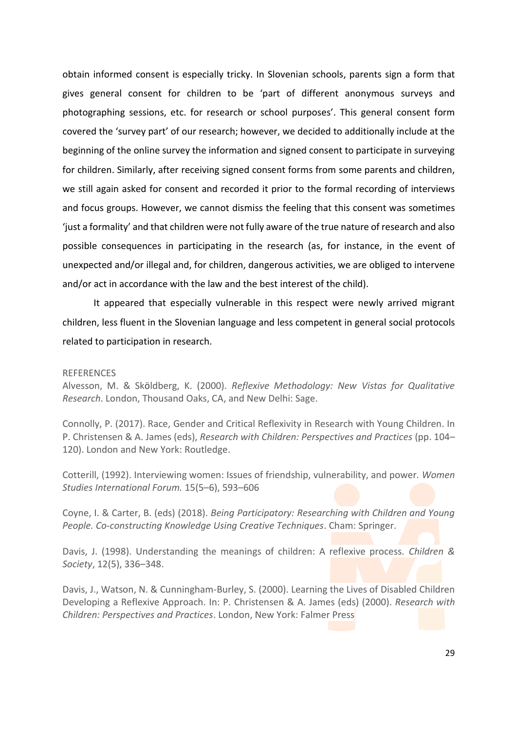obtain informed consent is especially tricky. In Slovenian schools, parents sign a form that gives general consent for children to be 'part of different anonymous surveys and photographing sessions, etc. for research or school purposes'. This general consent form covered the 'survey part' of our research; however, we decided to additionally include at the beginning of the online survey the information and signed consent to participate in surveying for children. Similarly, after receiving signed consent forms from some parents and children, we still again asked for consent and recorded it prior to the formal recording of interviews and focus groups. However, we cannot dismiss the feeling that this consent was sometimes 'just a formality' and that children were not fully aware of the true nature of research and also possible consequences in participating in the research (as, for instance, in the event of unexpected and/or illegal and, for children, dangerous activities, we are obliged to intervene and/or act in accordance with the law and the best interest of the child).

It appeared that especially vulnerable in this respect were newly arrived migrant children, less fluent in the Slovenian language and less competent in general social protocols related to participation in research.

REFERENCES

Alvesson, M. & Sköldberg, K. (2000). *Reflexive Methodology: New Vistas for Qualitative Research*. London, Thousand Oaks, CA, and New Delhi: Sage.

Connolly, P. (2017). Race, Gender and Critical Reflexivity in Research with Young Children. In P. Christensen & A. James (eds), *Research with Children: Perspectives and Practices* (pp. 104–120). London and New York: Routledge.

Cotterill, (1992). Interviewing women: Issues of friendship, vulnerability, and power. *Women Studies International Forum.* 15(5–6), 593–606

Coyne, I. & Carter, B. (eds) (2018). *Being Participatory: Researching with Children and Young People. Co-constructing Knowledge Using Creative Techniques*. Cham: Springer.

Davis, J. (1998). Understanding the meanings of children: A reflexive process. *Children & Society*, 12(5), 336–348.

Davis, J., Watson, N. & Cunningham-Burley, S. (2000). Learning the Lives of Disabled Children Developing a Reflexive Approach. In: P. Christensen & A. James (eds) (2000). *Research with Children: Perspectives and Practices*. London, New York: Falmer Press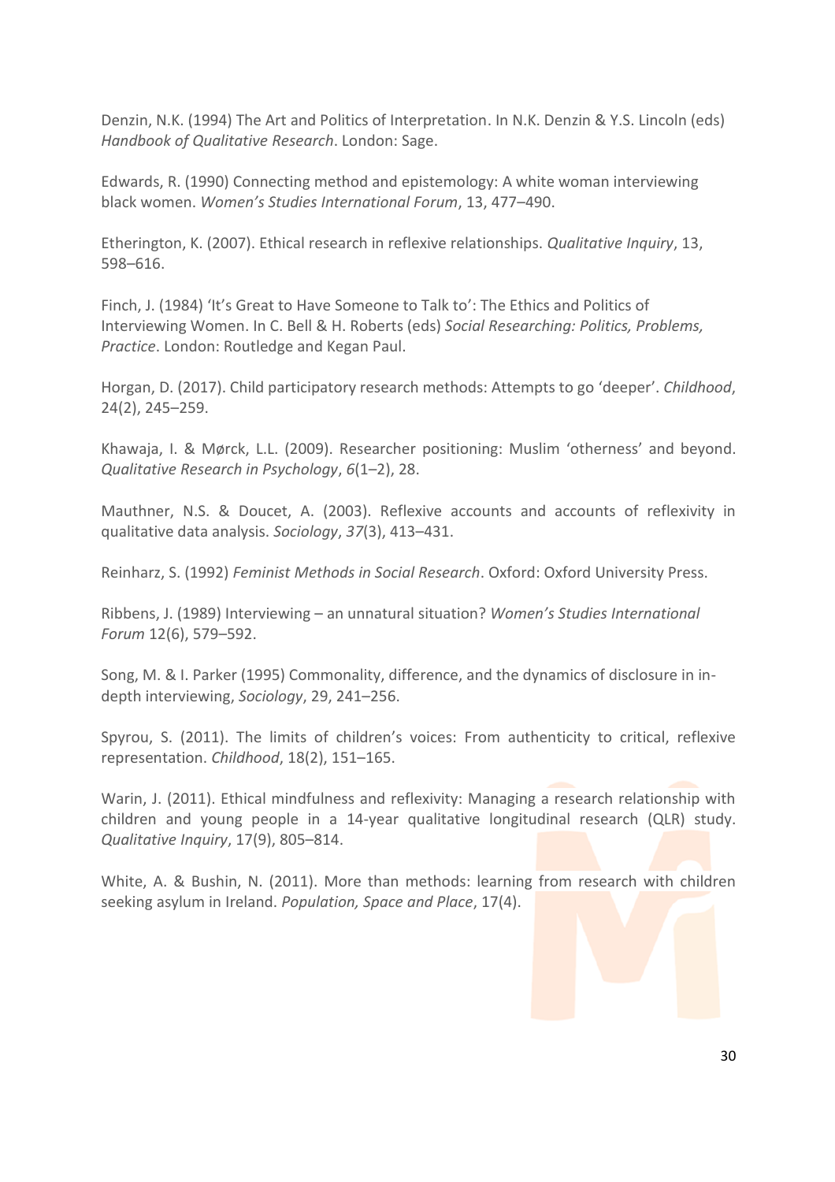Denzin, N.K. (1994) The Art and Politics of Interpretation. In N.K. Denzin & Y.S. Lincoln (eds) *Handbook of Qualitative Research*. London: Sage.

Edwards, R. (1990) Connecting method and epistemology: A white woman interviewing black women. *Women's Studies International Forum*, 13, 477–490.

Etherington, K. (2007). Ethical research in reflexive relationships. *Qualitative Inquiry*, 13, 598–616.

Finch, J. (1984) 'It's Great to Have Someone to Talk to': The Ethics and Politics of Interviewing Women. In C. Bell & H. Roberts (eds) *Social Researching: Politics, Problems, Practice*. London: Routledge and Kegan Paul.

Horgan, D. (2017). Child participatory research methods: Attempts to go 'deeper'. *Childhood*, 24(2), 245–259.

Khawaja, I. & Mørck, L.L. (2009). Researcher positioning: Muslim 'otherness' and beyond. *Qualitative Research in Psychology*, *6*(1–2), 28.

Mauthner, N.S. & Doucet, A. (2003). Reflexive accounts and accounts of reflexivity in qualitative data analysis. *Sociology*, *37*(3), 413–431.

Reinharz, S. (1992) *Feminist Methods in Social Research*. Oxford: Oxford University Press.

Ribbens, J. (1989) Interviewing – an unnatural situation? *Women's Studies International Forum* 12(6), 579–592.

Song, M. & I. Parker (1995) Commonality, difference, and the dynamics of disclosure in in-depth interviewing, *Sociology*, 29, 241–256.

Spyrou, S. (2011). The limits of children's voices: From authenticity to critical, reflexive representation. *Childhood*, 18(2), 151–165.

Warin, J. (2011). Ethical mindfulness and reflexivity: Managing a research relationship with children and young people in a 14-year qualitative longitudinal research (QLR) study. *Qualitative Inquiry*, 17(9), 805–814.

White, A. & Bushin, N. (2011). More than methods: learning from research with children seeking asylum in Ireland. *Population, Space and Place*, 17(4).